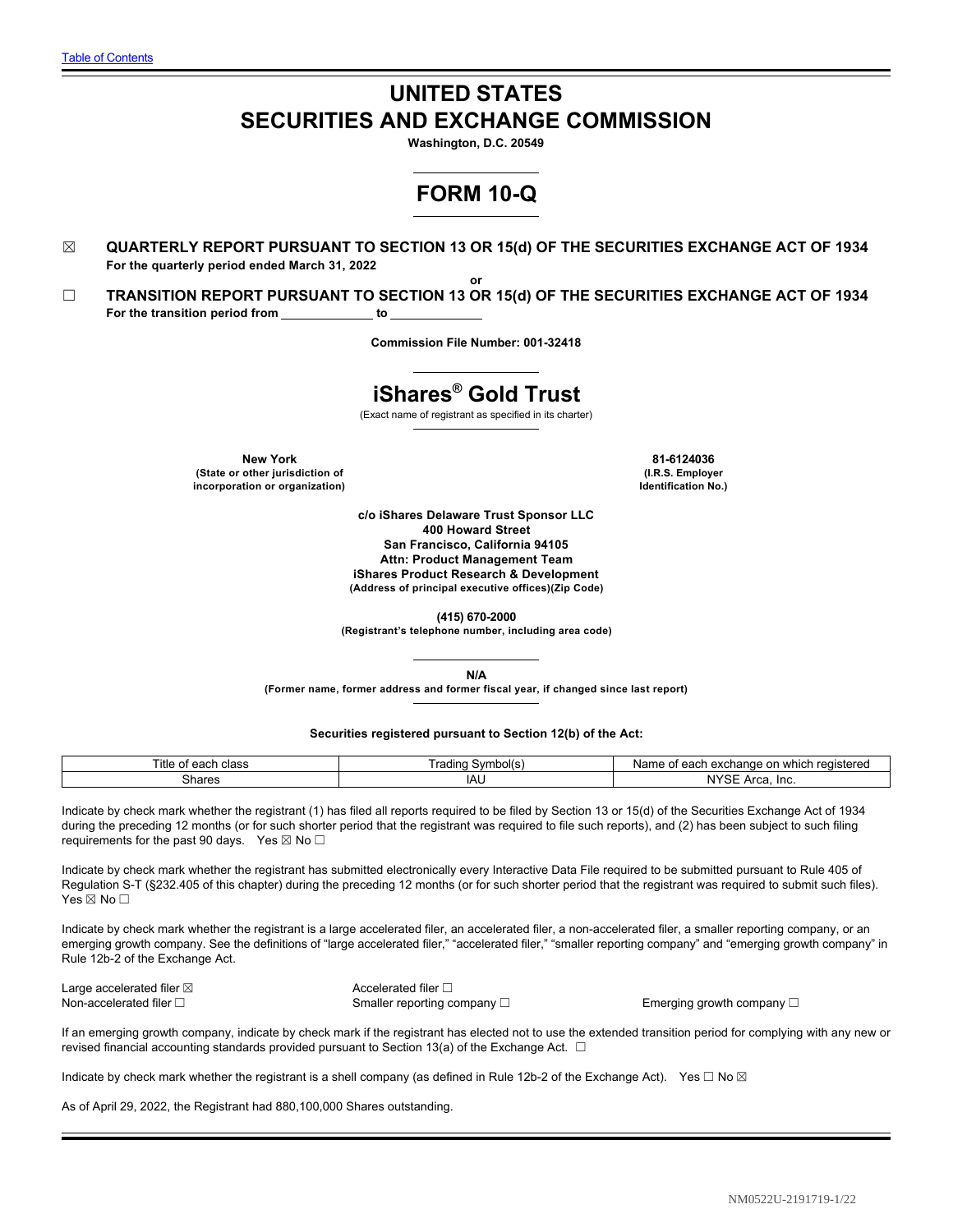[Table of Contents](#)

# UNITED STATES
# SECURITIES AND EXCHANGE COMMISSION

**Washington, D.C. 20549**

# FORM 10-Q

☒ **QUARTERLY REPORT PURSUANT TO SECTION 13 OR 15(d) OF THE SECURITIES EXCHANGE ACT OF 1934**
**For the quarterly period ended March 31, 2022**

**or**

☐ **TRANSITION REPORT PURSUANT TO SECTION 13 OR 15(d) OF THE SECURITIES EXCHANGE ACT OF 1934**
**For the transition period from \_\_\_\_\_\_\_\_\_\_ to \_\_\_\_\_\_\_\_\_\_**

**Commission File Number: 001-32418**

# iShares® Gold Trust

(Exact name of registrant as specified in its charter)

| **New York** | **81-6124036** |
|---|---|
| **(State or other jurisdiction of incorporation or organization)** | **(I.R.S. Employer Identification No.)** |

**c/o iShares Delaware Trust Sponsor LLC**
**400 Howard Street**
**San Francisco, California 94105**
**Attn: Product Management Team**
**iShares Product Research & Development**
**(Address of principal executive offices)(Zip Code)**

**(415) 670-2000**
**(Registrant's telephone number, including area code)**

**N/A**
**(Former name, former address and former fiscal year, if changed since last report)**

**Securities registered pursuant to Section 12(b) of the Act:**

| Title of each class | Trading Symbol(s) | Name of each exchange on which registered |
|---|---|---|
| Shares | IAU | NYSE Arca, Inc. |

Indicate by check mark whether the registrant (1) has filed all reports required to be filed by Section 13 or 15(d) of the Securities Exchange Act of 1934 during the preceding 12 months (or for such shorter period that the registrant was required to file such reports), and (2) has been subject to such filing requirements for the past 90 days. Yes ☒ No ☐

Indicate by check mark whether the registrant has submitted electronically every Interactive Data File required to be submitted pursuant to Rule 405 of Regulation S-T (§232.405 of this chapter) during the preceding 12 months (or for such shorter period that the registrant was required to submit such files). Yes ☒ No ☐

Indicate by check mark whether the registrant is a large accelerated filer, an accelerated filer, a non-accelerated filer, a smaller reporting company, or an emerging growth company. See the definitions of "large accelerated filer," "accelerated filer," "smaller reporting company" and "emerging growth company" in Rule 12b-2 of the Exchange Act.

| | | |
|---|---|---|
| Large accelerated filer ☒ | Accelerated filer ☐ | |
| Non-accelerated filer ☐ | Smaller reporting company ☐ | Emerging growth company ☐ |

If an emerging growth company, indicate by check mark if the registrant has elected not to use the extended transition period for complying with any new or revised financial accounting standards provided pursuant to Section 13(a) of the Exchange Act. ☐

Indicate by check mark whether the registrant is a shell company (as defined in Rule 12b-2 of the Exchange Act). Yes ☐ No ☒

As of April 29, 2022, the Registrant had 880,100,000 Shares outstanding.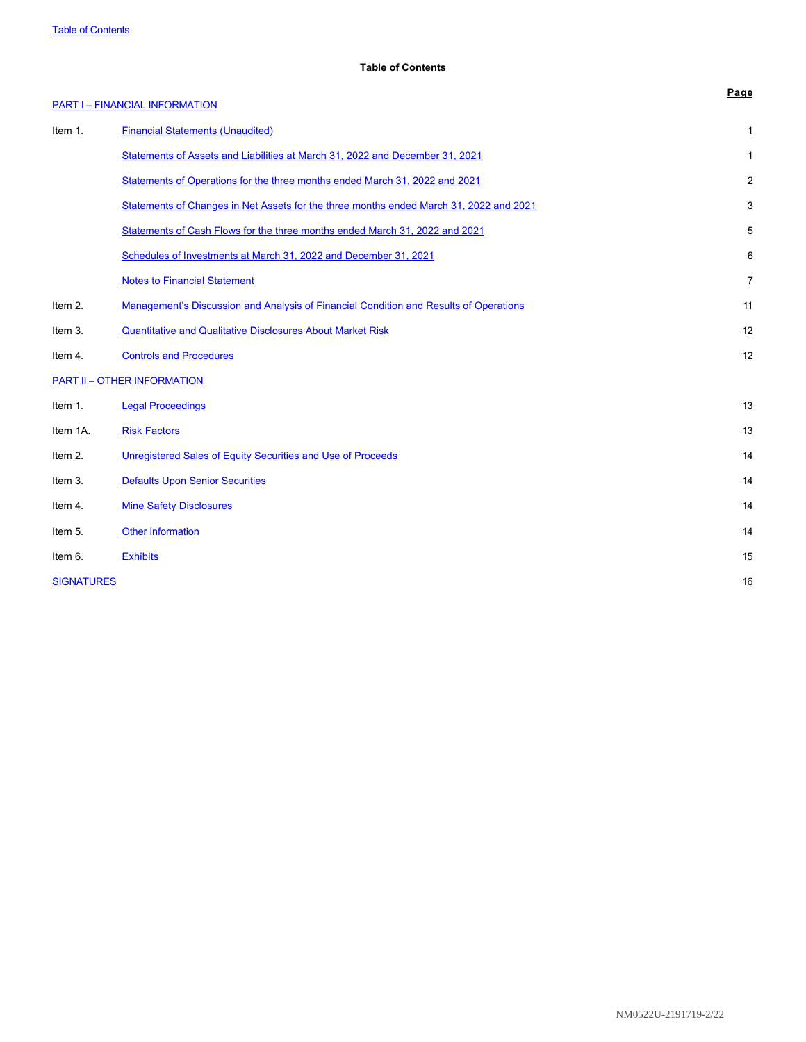**Table of Contents**

| | | Page |
|---|---|---|
| PART I – FINANCIAL INFORMATION | | |
| Item 1. | Financial Statements (Unaudited) | 1 |
| | Statements of Assets and Liabilities at March 31, 2022 and December 31, 2021 | 1 |
| | Statements of Operations for the three months ended March 31, 2022 and 2021 | 2 |
| | Statements of Changes in Net Assets for the three months ended March 31, 2022 and 2021 | 3 |
| | Statements of Cash Flows for the three months ended March 31, 2022 and 2021 | 5 |
| | Schedules of Investments at March 31, 2022 and December 31, 2021 | 6 |
| | Notes to Financial Statement | 7 |
| Item 2. | Management's Discussion and Analysis of Financial Condition and Results of Operations | 11 |
| Item 3. | Quantitative and Qualitative Disclosures About Market Risk | 12 |
| Item 4. | Controls and Procedures | 12 |
| PART II – OTHER INFORMATION | | |
| Item 1. | Legal Proceedings | 13 |
| Item 1A. | Risk Factors | 13 |
| Item 2. | Unregistered Sales of Equity Securities and Use of Proceeds | 14 |
| Item 3. | Defaults Upon Senior Securities | 14 |
| Item 4. | Mine Safety Disclosures | 14 |
| Item 5. | Other Information | 14 |
| Item 6. | Exhibits | 15 |
| SIGNATURES | | 16 |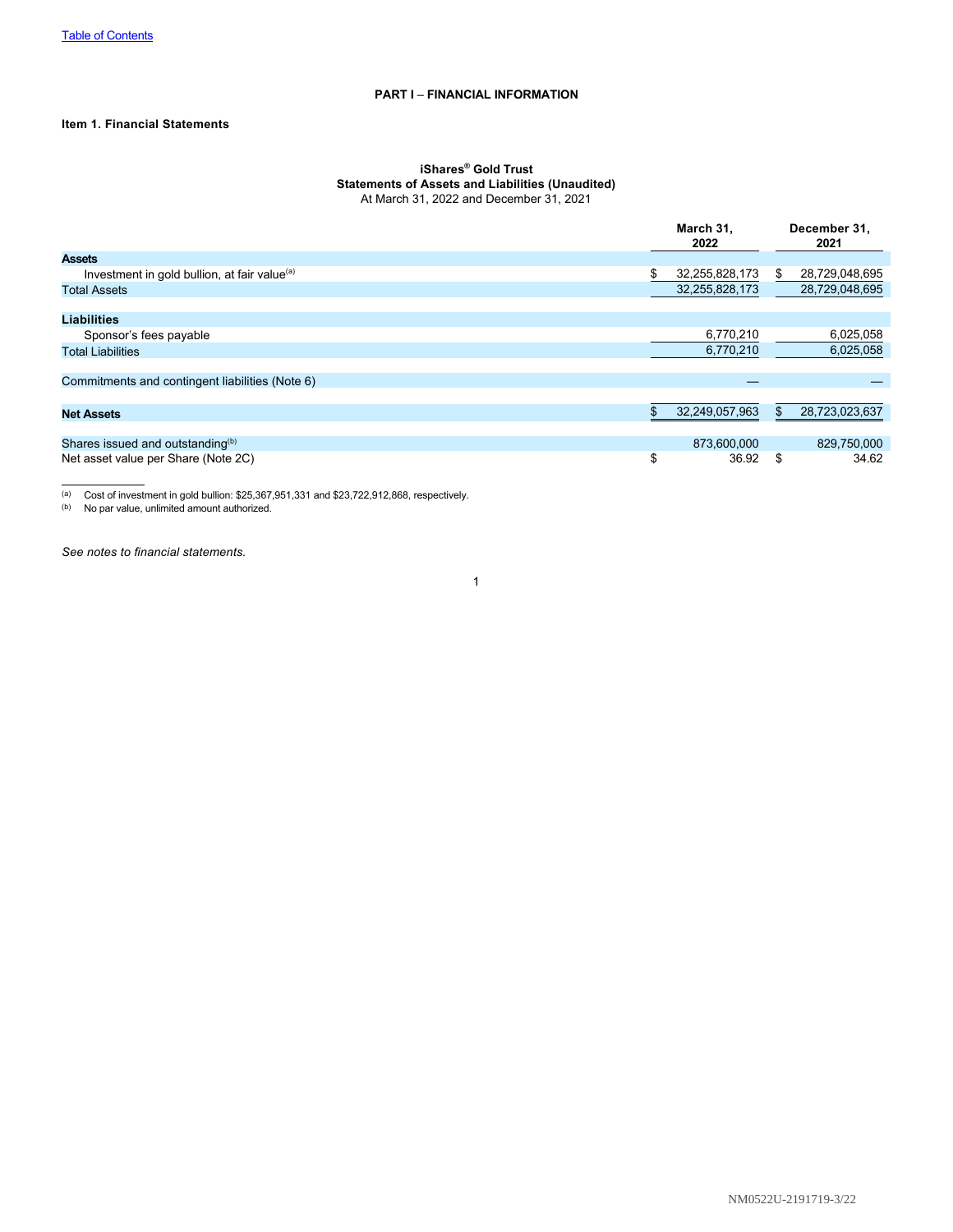[Table of Contents](#)

## PART I – FINANCIAL INFORMATION

### Item 1. Financial Statements

**iShares® Gold Trust**
**Statements of Assets and Liabilities (Unaudited)**
At March 31, 2022 and December 31, 2021

| | March 31, 2022 | December 31, 2021 |
|---|---|---|
| **Assets** | | |
| Investment in gold bullion, at fair value[(a)] | $ 32,255,828,173 | $ 28,729,048,695 |
| Total Assets | 32,255,828,173 | 28,729,048,695 |
| | | |
| **Liabilities** | | |
| Sponsor's fees payable | 6,770,210 | 6,025,058 |
| Total Liabilities | 6,770,210 | 6,025,058 |
| | | |
| Commitments and contingent liabilities (Note 6) | — | — |
| | | |
| **Net Assets** | $ 32,249,057,963 | $ 28,723,023,637 |
| | | |
| Shares issued and outstanding[(b)] | 873,600,000 | 829,750,000 |
| Net asset value per Share (Note 2C) | $ 36.92 | $ 34.62 |

(a) Cost of investment in gold bullion: $25,367,951,331 and $23,722,912,868, respectively.
(b) No par value, unlimited amount authorized.

*See notes to financial statements.*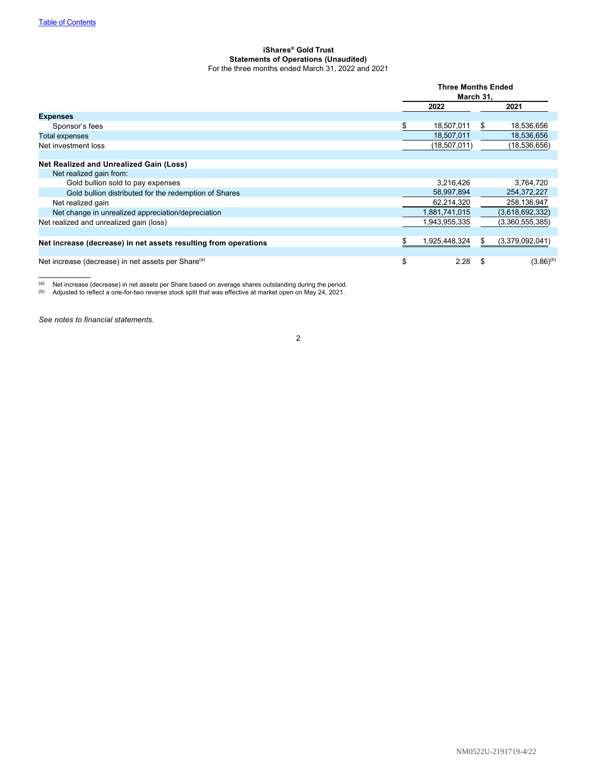[Table of Contents](#)

**iShares® Gold Trust**
**Statements of Operations (Unaudited)**
For the three months ended March 31, 2022 and 2021

| | Three Months Ended March 31, | |
|---|---|---|
| | **2022** | **2021** |
| **Expenses** | | |
| Sponsor's fees | $ 18,507,011 | $ 18,536,656 |
| Total expenses | 18,507,011 | 18,536,656 |
| Net investment loss | (18,507,011) | (18,536,656) |
| | | |
| **Net Realized and Unrealized Gain (Loss)** | | |
| Net realized gain from: | | |
| Gold bullion sold to pay expenses | 3,216,426 | 3,764,720 |
| Gold bullion distributed for the redemption of Shares | 58,997,894 | 254,372,227 |
| Net realized gain | 62,214,320 | 258,136,947 |
| Net change in unrealized appreciation/depreciation | 1,881,741,015 | (3,618,692,332) |
| Net realized and unrealized gain (loss) | 1,943,955,335 | (3,360,555,385) |
| | | |
| **Net increase (decrease) in net assets resulting from operations** | $ 1,925,448,324 | $ (3,379,092,041) |
| | | |
| Net increase (decrease) in net assets per Share[(a)] | $ 2.28 | $ (3.86)[(b)] |

(a) Net increase (decrease) in net assets per Share based on average shares outstanding during the period.
(b) Adjusted to reflect a one-for-two reverse stock split that was effective at market open on May 24, 2021.

*See notes to financial statements.*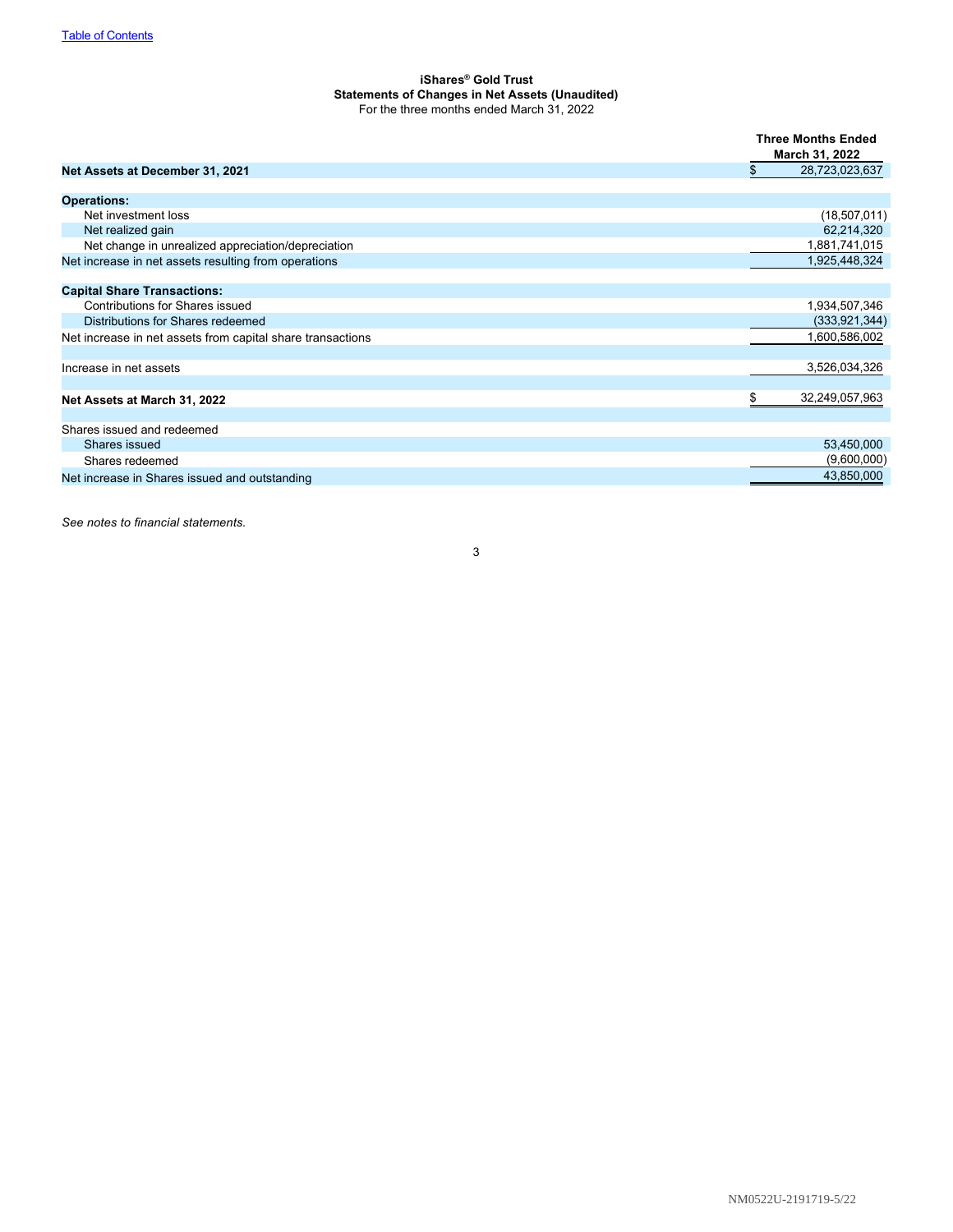**iShares® Gold Trust**
**Statements of Changes in Net Assets (Unaudited)**
For the three months ended March 31, 2022

| | Three Months Ended March 31, 2022 |
|---|---|
| **Net Assets at December 31, 2021** | $ 28,723,023,637 |
| | |
| **Operations:** | |
| Net investment loss | (18,507,011) |
| Net realized gain | 62,214,320 |
| Net change in unrealized appreciation/depreciation | 1,881,741,015 |
| Net increase in net assets resulting from operations | 1,925,448,324 |
| | |
| **Capital Share Transactions:** | |
| Contributions for Shares issued | 1,934,507,346 |
| Distributions for Shares redeemed | (333,921,344) |
| Net increase in net assets from capital share transactions | 1,600,586,002 |
| | |
| Increase in net assets | 3,526,034,326 |
| | |
| **Net Assets at March 31, 2022** | $ 32,249,057,963 |
| | |
| Shares issued and redeemed | |
| Shares issued | 53,450,000 |
| Shares redeemed | (9,600,000) |
| Net increase in Shares issued and outstanding | 43,850,000 |

*See notes to financial statements.*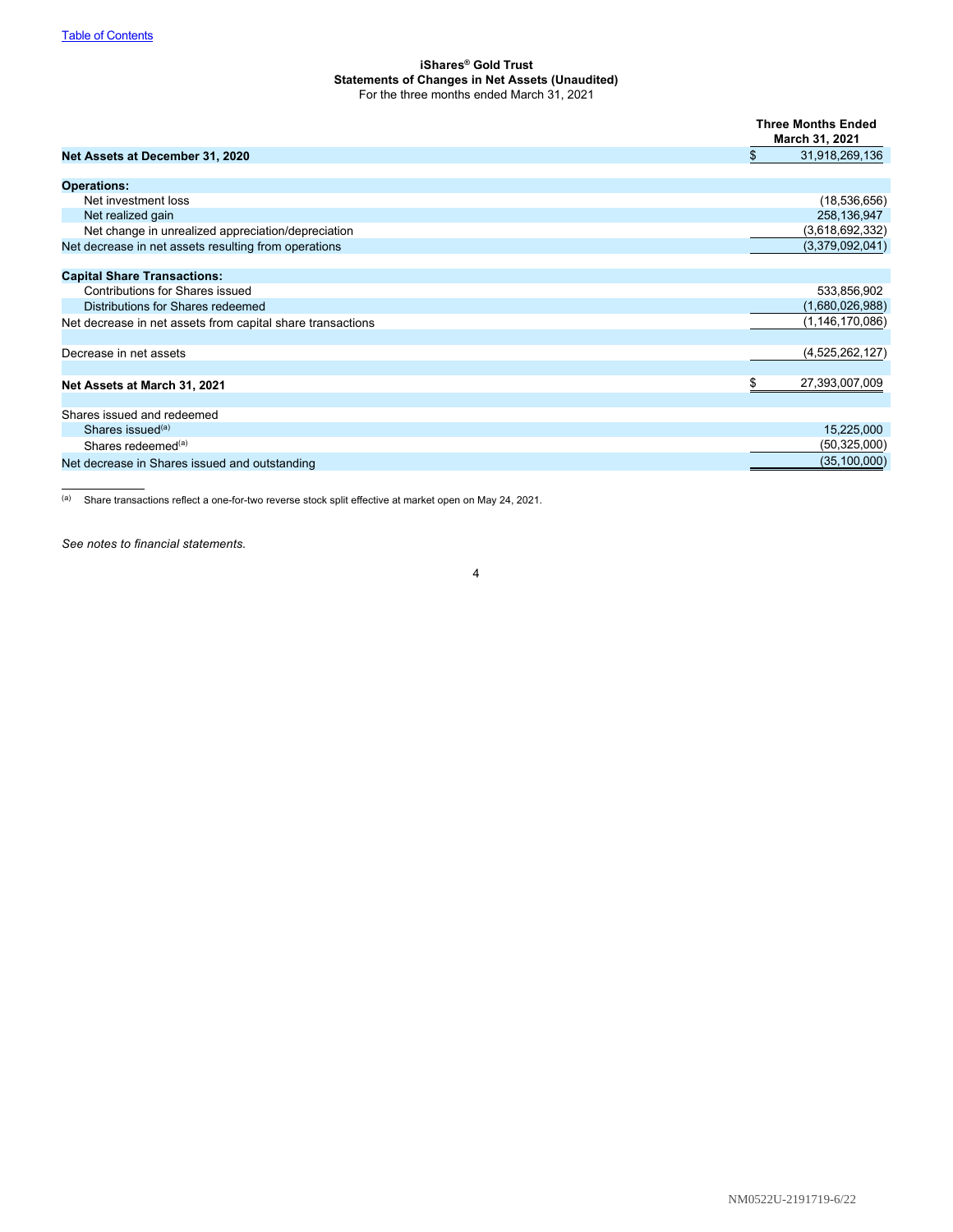[Table of Contents]

**iShares® Gold Trust**
**Statements of Changes in Net Assets (Unaudited)**
For the three months ended March 31, 2021

| | Three Months Ended March 31, 2021 |
|---|---|
| **Net Assets at December 31, 2020** | $ 31,918,269,136 |
| | |
| **Operations:** | |
| Net investment loss | (18,536,656) |
| Net realized gain | 258,136,947 |
| Net change in unrealized appreciation/depreciation | (3,618,692,332) |
| Net decrease in net assets resulting from operations | (3,379,092,041) |
| | |
| **Capital Share Transactions:** | |
| Contributions for Shares issued | 533,856,902 |
| Distributions for Shares redeemed | (1,680,026,988) |
| Net decrease in net assets from capital share transactions | (1,146,170,086) |
| | |
| Decrease in net assets | (4,525,262,127) |
| | |
| **Net Assets at March 31, 2021** | $ 27,393,007,009 |
| | |
| Shares issued and redeemed | |
| Shares issued[(a)] | 15,225,000 |
| Shares redeemed[(a)] | (50,325,000) |
| Net decrease in Shares issued and outstanding | (35,100,000) |

[(a)] Share transactions reflect a one-for-two reverse stock split effective at market open on May 24, 2021.

*See notes to financial statements.*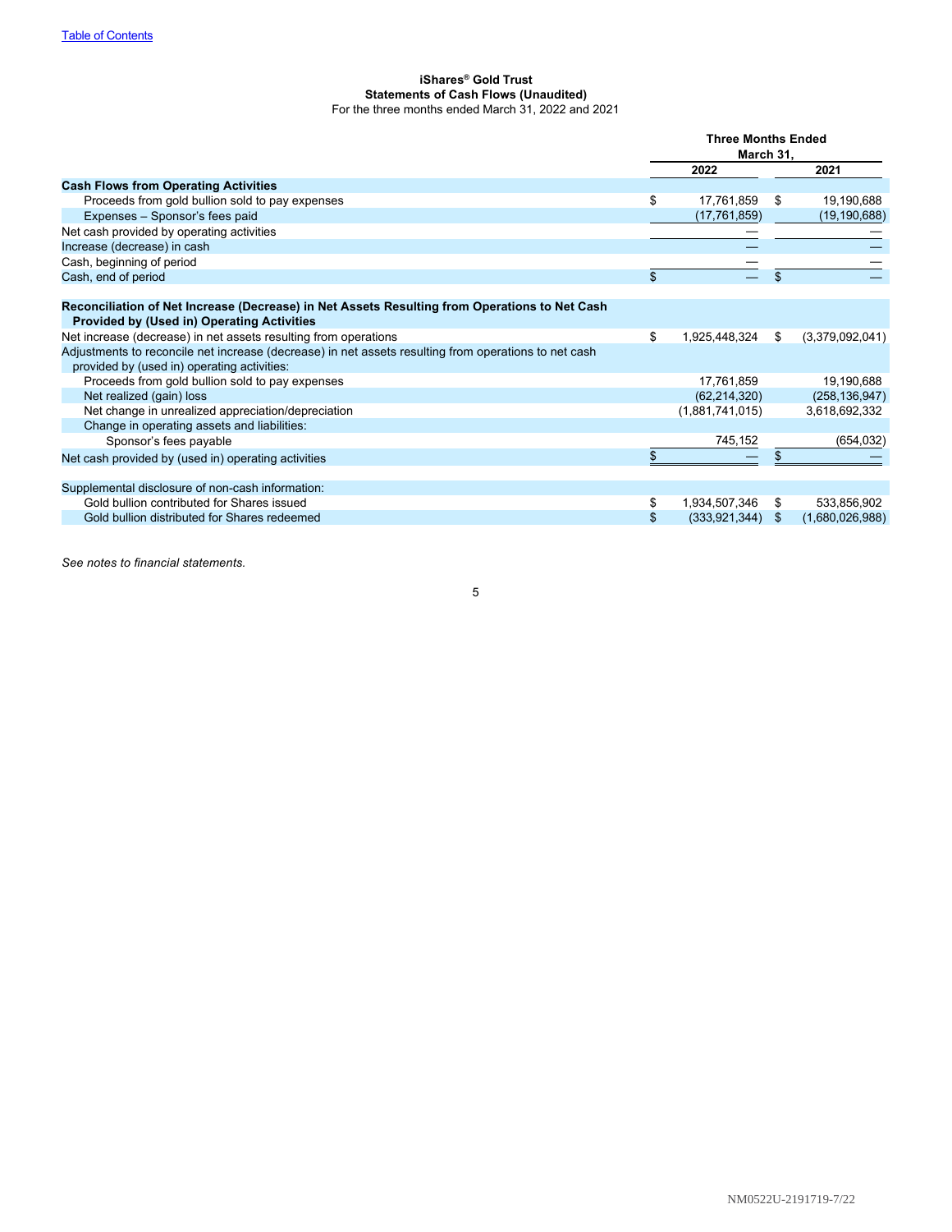**iShares® Gold Trust**
**Statements of Cash Flows (Unaudited)**
For the three months ended March 31, 2022 and 2021

| | Three Months Ended March 31, 2022 | Three Months Ended March 31, 2021 |
|---|---|---|
| **Cash Flows from Operating Activities** | | |
| Proceeds from gold bullion sold to pay expenses | $ 17,761,859 | $ 19,190,688 |
| Expenses – Sponsor's fees paid | (17,761,859) | (19,190,688) |
| Net cash provided by operating activities | — | — |
| Increase (decrease) in cash | — | — |
| Cash, beginning of period | — | — |
| Cash, end of period | $ — | $ — |
| **Reconciliation of Net Increase (Decrease) in Net Assets Resulting from Operations to Net Cash Provided by (Used in) Operating Activities** | | |
| Net increase (decrease) in net assets resulting from operations | $ 1,925,448,324 | $ (3,379,092,041) |
| Adjustments to reconcile net increase (decrease) in net assets resulting from operations to net cash provided by (used in) operating activities: | | |
| Proceeds from gold bullion sold to pay expenses | 17,761,859 | 19,190,688 |
| Net realized (gain) loss | (62,214,320) | (258,136,947) |
| Net change in unrealized appreciation/depreciation | (1,881,741,015) | 3,618,692,332 |
| Change in operating assets and liabilities: | | |
| Sponsor's fees payable | 745,152 | (654,032) |
| Net cash provided by (used in) operating activities | $ — | $ — |
| Supplemental disclosure of non-cash information: | | |
| Gold bullion contributed for Shares issued | $ 1,934,507,346 | $ 533,856,902 |
| Gold bullion distributed for Shares redeemed | $ (333,921,344) | $ (1,680,026,988) |

*See notes to financial statements.*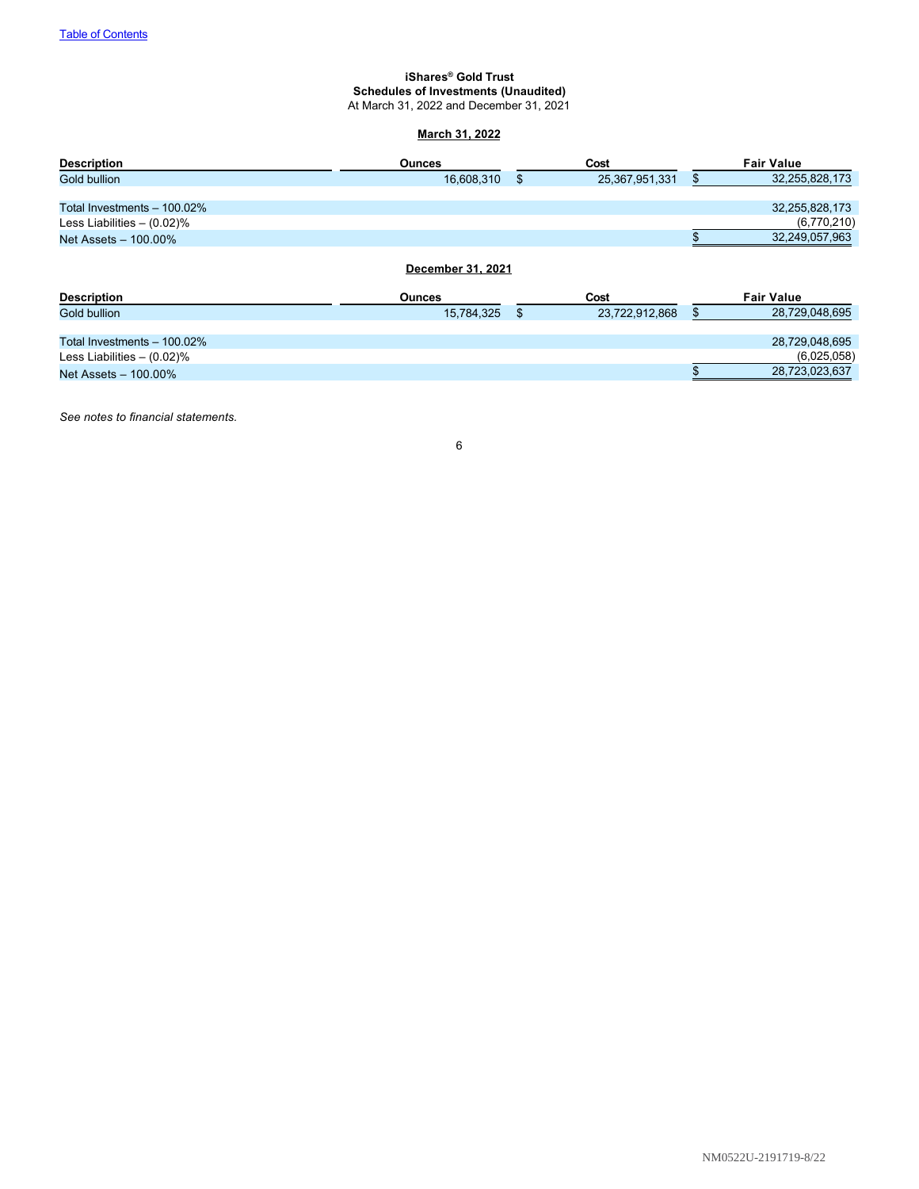[Table of Contents](#)

**iShares® Gold Trust**
**Schedules of Investments (Unaudited)**
At March 31, 2022 and December 31, 2021

**March 31, 2022**

| Description | Ounces | Cost | Fair Value |
|---|---|---|---|
| Gold bullion | 16,608,310 | $ 25,367,951,331 | $ 32,255,828,173 |
| | | | |
| Total Investments – 100.02% | | | 32,255,828,173 |
| Less Liabilities – (0.02)% | | | (6,770,210) |
| Net Assets – 100.00% | | | $ 32,249,057,963 |

**December 31, 2021**

| Description | Ounces | Cost | Fair Value |
|---|---|---|---|
| Gold bullion | 15,784,325 | $ 23,722,912,868 | $ 28,729,048,695 |
| | | | |
| Total Investments – 100.02% | | | 28,729,048,695 |
| Less Liabilities – (0.02)% | | | (6,025,058) |
| Net Assets – 100.00% | | | $ 28,723,023,637 |

*See notes to financial statements.*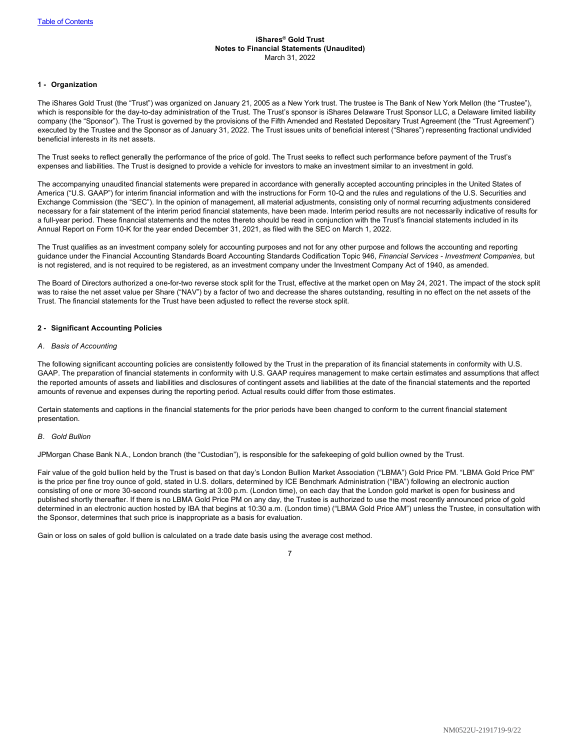# iShares® Gold Trust
## Notes to Financial Statements (Unaudited)
March 31, 2022

### 1 - Organization

The iShares Gold Trust (the "Trust") was organized on January 21, 2005 as a New York trust. The trustee is The Bank of New York Mellon (the "Trustee"), which is responsible for the day-to-day administration of the Trust. The Trust's sponsor is iShares Delaware Trust Sponsor LLC, a Delaware limited liability company (the "Sponsor"). The Trust is governed by the provisions of the Fifth Amended and Restated Depositary Trust Agreement (the "Trust Agreement") executed by the Trustee and the Sponsor as of January 31, 2022. The Trust issues units of beneficial interest ("Shares") representing fractional undivided beneficial interests in its net assets.

The Trust seeks to reflect generally the performance of the price of gold. The Trust seeks to reflect such performance before payment of the Trust's expenses and liabilities. The Trust is designed to provide a vehicle for investors to make an investment similar to an investment in gold.

The accompanying unaudited financial statements were prepared in accordance with generally accepted accounting principles in the United States of America ("U.S. GAAP") for interim financial information and with the instructions for Form 10-Q and the rules and regulations of the U.S. Securities and Exchange Commission (the "SEC"). In the opinion of management, all material adjustments, consisting only of normal recurring adjustments considered necessary for a fair statement of the interim period financial statements, have been made. Interim period results are not necessarily indicative of results for a full-year period. These financial statements and the notes thereto should be read in conjunction with the Trust's financial statements included in its Annual Report on Form 10-K for the year ended December 31, 2021, as filed with the SEC on March 1, 2022.

The Trust qualifies as an investment company solely for accounting purposes and not for any other purpose and follows the accounting and reporting guidance under the Financial Accounting Standards Board Accounting Standards Codification Topic 946, *Financial Services - Investment Companies,* but is not registered, and is not required to be registered, as an investment company under the Investment Company Act of 1940, as amended.

The Board of Directors authorized a one-for-two reverse stock split for the Trust, effective at the market open on May 24, 2021. The impact of the stock split was to raise the net asset value per Share ("NAV") by a factor of two and decrease the shares outstanding, resulting in no effect on the net assets of the Trust. The financial statements for the Trust have been adjusted to reflect the reverse stock split.

### 2 - Significant Accounting Policies

*A. Basis of Accounting*

The following significant accounting policies are consistently followed by the Trust in the preparation of its financial statements in conformity with U.S. GAAP. The preparation of financial statements in conformity with U.S. GAAP requires management to make certain estimates and assumptions that affect the reported amounts of assets and liabilities and disclosures of contingent assets and liabilities at the date of the financial statements and the reported amounts of revenue and expenses during the reporting period. Actual results could differ from those estimates.

Certain statements and captions in the financial statements for the prior periods have been changed to conform to the current financial statement presentation.

*B. Gold Bullion*

JPMorgan Chase Bank N.A., London branch (the "Custodian"), is responsible for the safekeeping of gold bullion owned by the Trust.

Fair value of the gold bullion held by the Trust is based on that day's London Bullion Market Association ("LBMA") Gold Price PM. "LBMA Gold Price PM" is the price per fine troy ounce of gold, stated in U.S. dollars, determined by ICE Benchmark Administration ("IBA") following an electronic auction consisting of one or more 30-second rounds starting at 3:00 p.m. (London time), on each day that the London gold market is open for business and published shortly thereafter. If there is no LBMA Gold Price PM on any day, the Trustee is authorized to use the most recently announced price of gold determined in an electronic auction hosted by IBA that begins at 10:30 a.m. (London time) ("LBMA Gold Price AM") unless the Trustee, in consultation with the Sponsor, determines that such price is inappropriate as a basis for evaluation.

Gain or loss on sales of gold bullion is calculated on a trade date basis using the average cost method.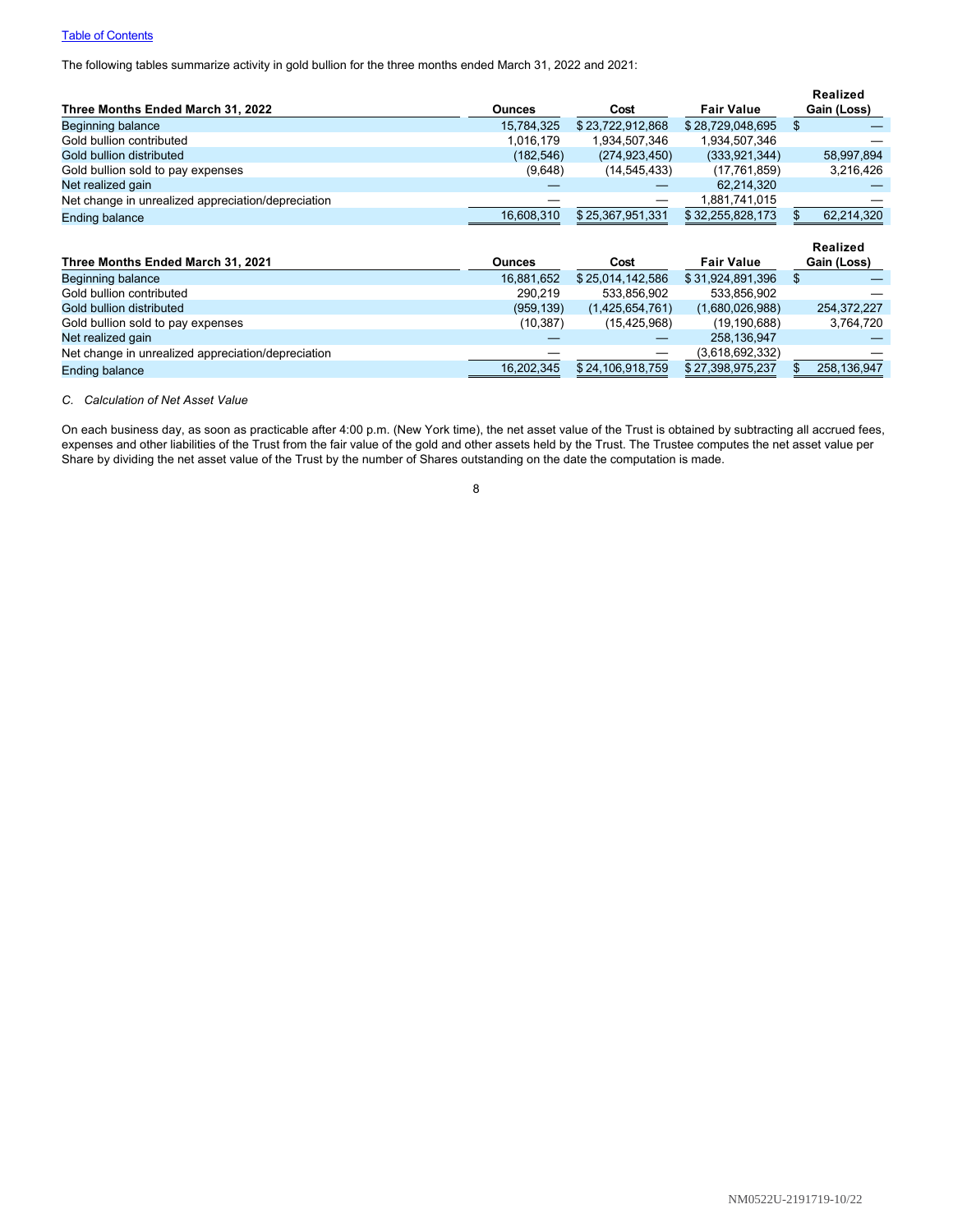The following tables summarize activity in gold bullion for the three months ended March 31, 2022 and 2021:

| Three Months Ended March 31, 2022 | Ounces | Cost | Fair Value | Realized Gain (Loss) |
|---|---|---|---|---|
| Beginning balance | 15,784,325 | $ 23,722,912,868 | $ 28,729,048,695 | $ — |
| Gold bullion contributed | 1,016,179 | 1,934,507,346 | 1,934,507,346 | — |
| Gold bullion distributed | (182,546) | (274,923,450) | (333,921,344) | 58,997,894 |
| Gold bullion sold to pay expenses | (9,648) | (14,545,433) | (17,761,859) | 3,216,426 |
| Net realized gain | — | — | 62,214,320 | — |
| Net change in unrealized appreciation/depreciation | — | — | 1,881,741,015 | — |
| Ending balance | 16,608,310 | $ 25,367,951,331 | $ 32,255,828,173 | $ 62,214,320 |

| Three Months Ended March 31, 2021 | Ounces | Cost | Fair Value | Realized Gain (Loss) |
|---|---|---|---|---|
| Beginning balance | 16,881,652 | $ 25,014,142,586 | $ 31,924,891,396 | $ — |
| Gold bullion contributed | 290,219 | 533,856,902 | 533,856,902 | — |
| Gold bullion distributed | (959,139) | (1,425,654,761) | (1,680,026,988) | 254,372,227 |
| Gold bullion sold to pay expenses | (10,387) | (15,425,968) | (19,190,688) | 3,764,720 |
| Net realized gain | — | — | 258,136,947 | — |
| Net change in unrealized appreciation/depreciation | — | — | (3,618,692,332) | — |
| Ending balance | 16,202,345 | $ 24,106,918,759 | $ 27,398,975,237 | $ 258,136,947 |

*C. Calculation of Net Asset Value*

On each business day, as soon as practicable after 4:00 p.m. (New York time), the net asset value of the Trust is obtained by subtracting all accrued fees, expenses and other liabilities of the Trust from the fair value of the gold and other assets held by the Trust. The Trustee computes the net asset value per Share by dividing the net asset value of the Trust by the number of Shares outstanding on the date the computation is made.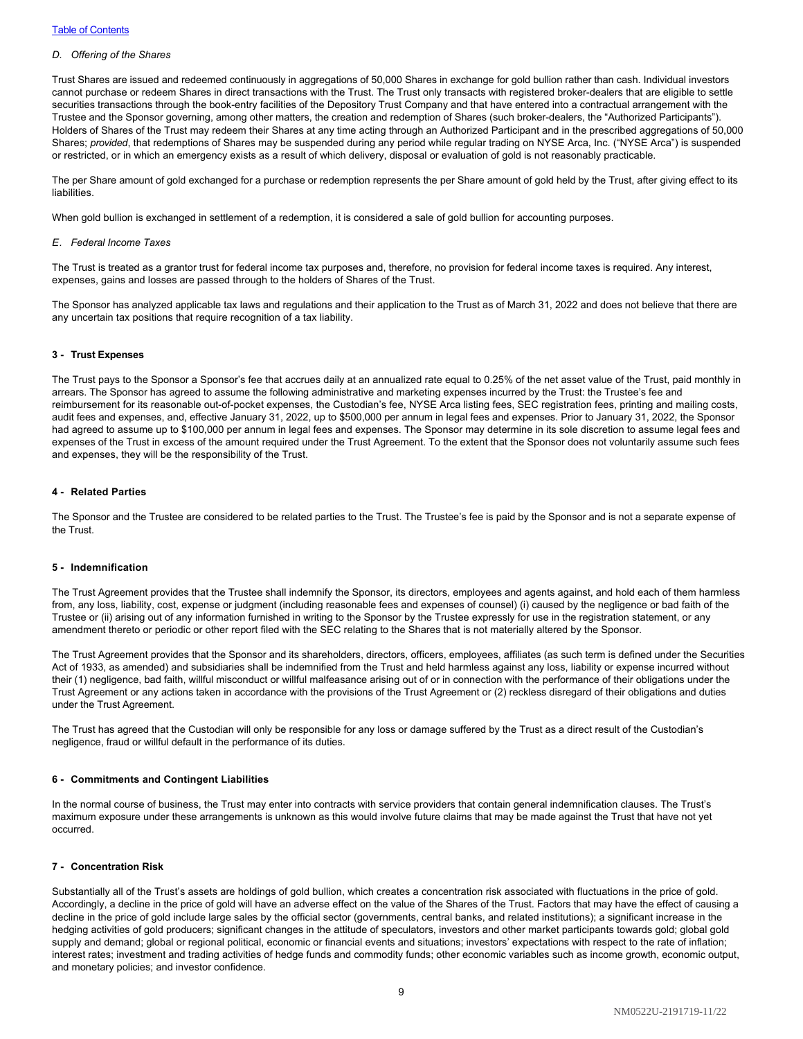*D. Offering of the Shares*

Trust Shares are issued and redeemed continuously in aggregations of 50,000 Shares in exchange for gold bullion rather than cash. Individual investors cannot purchase or redeem Shares in direct transactions with the Trust. The Trust only transacts with registered broker-dealers that are eligible to settle securities transactions through the book-entry facilities of the Depository Trust Company and that have entered into a contractual arrangement with the Trustee and the Sponsor governing, among other matters, the creation and redemption of Shares (such broker-dealers, the "Authorized Participants"). Holders of Shares of the Trust may redeem their Shares at any time acting through an Authorized Participant and in the prescribed aggregations of 50,000 Shares; *provided*, that redemptions of Shares may be suspended during any period while regular trading on NYSE Arca, Inc. ("NYSE Arca") is suspended or restricted, or in which an emergency exists as a result of which delivery, disposal or evaluation of gold is not reasonably practicable.

The per Share amount of gold exchanged for a purchase or redemption represents the per Share amount of gold held by the Trust, after giving effect to its liabilities.

When gold bullion is exchanged in settlement of a redemption, it is considered a sale of gold bullion for accounting purposes.

*E. Federal Income Taxes*

The Trust is treated as a grantor trust for federal income tax purposes and, therefore, no provision for federal income taxes is required. Any interest, expenses, gains and losses are passed through to the holders of Shares of the Trust.

The Sponsor has analyzed applicable tax laws and regulations and their application to the Trust as of March 31, 2022 and does not believe that there are any uncertain tax positions that require recognition of a tax liability.

**3 - Trust Expenses**

The Trust pays to the Sponsor a Sponsor's fee that accrues daily at an annualized rate equal to 0.25% of the net asset value of the Trust, paid monthly in arrears. The Sponsor has agreed to assume the following administrative and marketing expenses incurred by the Trust: the Trustee's fee and reimbursement for its reasonable out-of-pocket expenses, the Custodian's fee, NYSE Arca listing fees, SEC registration fees, printing and mailing costs, audit fees and expenses, and, effective January 31, 2022, up to $500,000 per annum in legal fees and expenses. Prior to January 31, 2022, the Sponsor had agreed to assume up to $100,000 per annum in legal fees and expenses. The Sponsor may determine in its sole discretion to assume legal fees and expenses of the Trust in excess of the amount required under the Trust Agreement. To the extent that the Sponsor does not voluntarily assume such fees and expenses, they will be the responsibility of the Trust.

**4 - Related Parties**

The Sponsor and the Trustee are considered to be related parties to the Trust. The Trustee's fee is paid by the Sponsor and is not a separate expense of the Trust.

**5 - Indemnification**

The Trust Agreement provides that the Trustee shall indemnify the Sponsor, its directors, employees and agents against, and hold each of them harmless from, any loss, liability, cost, expense or judgment (including reasonable fees and expenses of counsel) (i) caused by the negligence or bad faith of the Trustee or (ii) arising out of any information furnished in writing to the Sponsor by the Trustee expressly for use in the registration statement, or any amendment thereto or periodic or other report filed with the SEC relating to the Shares that is not materially altered by the Sponsor.

The Trust Agreement provides that the Sponsor and its shareholders, directors, officers, employees, affiliates (as such term is defined under the Securities Act of 1933, as amended) and subsidiaries shall be indemnified from the Trust and held harmless against any loss, liability or expense incurred without their (1) negligence, bad faith, willful misconduct or willful malfeasance arising out of or in connection with the performance of their obligations under the Trust Agreement or any actions taken in accordance with the provisions of the Trust Agreement or (2) reckless disregard of their obligations and duties under the Trust Agreement.

The Trust has agreed that the Custodian will only be responsible for any loss or damage suffered by the Trust as a direct result of the Custodian's negligence, fraud or willful default in the performance of its duties.

**6 - Commitments and Contingent Liabilities**

In the normal course of business, the Trust may enter into contracts with service providers that contain general indemnification clauses. The Trust's maximum exposure under these arrangements is unknown as this would involve future claims that may be made against the Trust that have not yet occurred.

**7 - Concentration Risk**

Substantially all of the Trust's assets are holdings of gold bullion, which creates a concentration risk associated with fluctuations in the price of gold. Accordingly, a decline in the price of gold will have an adverse effect on the value of the Shares of the Trust. Factors that may have the effect of causing a decline in the price of gold include large sales by the official sector (governments, central banks, and related institutions); a significant increase in the hedging activities of gold producers; significant changes in the attitude of speculators, investors and other market participants towards gold; global gold supply and demand; global or regional political, economic or financial events and situations; investors' expectations with respect to the rate of inflation; interest rates; investment and trading activities of hedge funds and commodity funds; other economic variables such as income growth, economic output, and monetary policies; and investor confidence.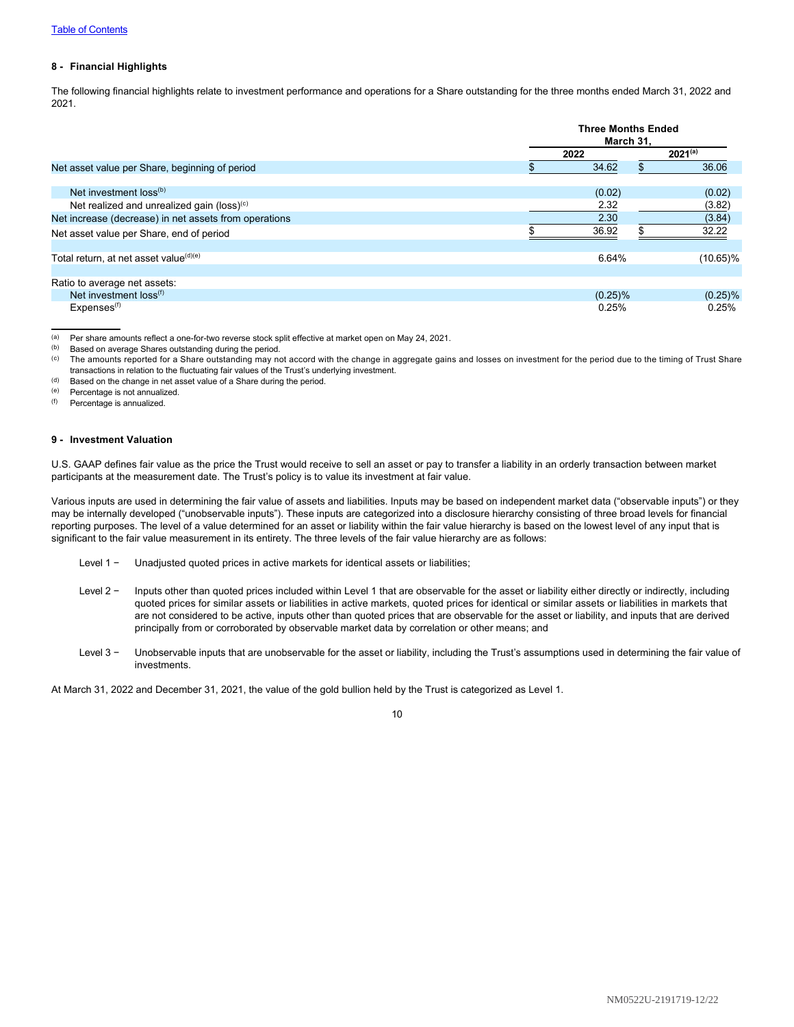### 8 - Financial Highlights

The following financial highlights relate to investment performance and operations for a Share outstanding for the three months ended March 31, 2022 and 2021.

| | Three Months Ended March 31, | |
|---|---|---|
| | 2022 | 2021[(a)] |
| Net asset value per Share, beginning of period | $ 34.62 | $ 36.06 |
| Net investment loss[(b)] | (0.02) | (0.02) |
| Net realized and unrealized gain (loss)[(c)] | 2.32 | (3.82) |
| Net increase (decrease) in net assets from operations | 2.30 | (3.84) |
| Net asset value per Share, end of period | $ 36.92 | $ 32.22 |
| Total return, at net asset value[(d)(e)] | 6.64% | (10.65)% |
| Ratio to average net assets: | | |
| Net investment loss[(f)] | (0.25)% | (0.25)% |
| Expenses[(f)] | 0.25% | 0.25% |

(a) Per share amounts reflect a one-for-two reverse stock split effective at market open on May 24, 2021.
(b) Based on average Shares outstanding during the period.
(c) The amounts reported for a Share outstanding may not accord with the change in aggregate gains and losses on investment for the period due to the timing of Trust Share transactions in relation to the fluctuating fair values of the Trust's underlying investment.
(d) Based on the change in net asset value of a Share during the period.
(e) Percentage is not annualized.
(f) Percentage is annualized.

### 9 - Investment Valuation

U.S. GAAP defines fair value as the price the Trust would receive to sell an asset or pay to transfer a liability in an orderly transaction between market participants at the measurement date. The Trust's policy is to value its investment at fair value.

Various inputs are used in determining the fair value of assets and liabilities. Inputs may be based on independent market data ("observable inputs") or they may be internally developed ("unobservable inputs"). These inputs are categorized into a disclosure hierarchy consisting of three broad levels for financial reporting purposes. The level of a value determined for an asset or liability within the fair value hierarchy is based on the lowest level of any input that is significant to the fair value measurement in its entirety. The three levels of the fair value hierarchy are as follows:

Level 1 − Unadjusted quoted prices in active markets for identical assets or liabilities;

Level 2 − Inputs other than quoted prices included within Level 1 that are observable for the asset or liability either directly or indirectly, including quoted prices for similar assets or liabilities in active markets, quoted prices for identical or similar assets or liabilities in markets that are not considered to be active, inputs other than quoted prices that are observable for the asset or liability, and inputs that are derived principally from or corroborated by observable market data by correlation or other means; and

Level 3 − Unobservable inputs that are unobservable for the asset or liability, including the Trust's assumptions used in determining the fair value of investments.

At March 31, 2022 and December 31, 2021, the value of the gold bullion held by the Trust is categorized as Level 1.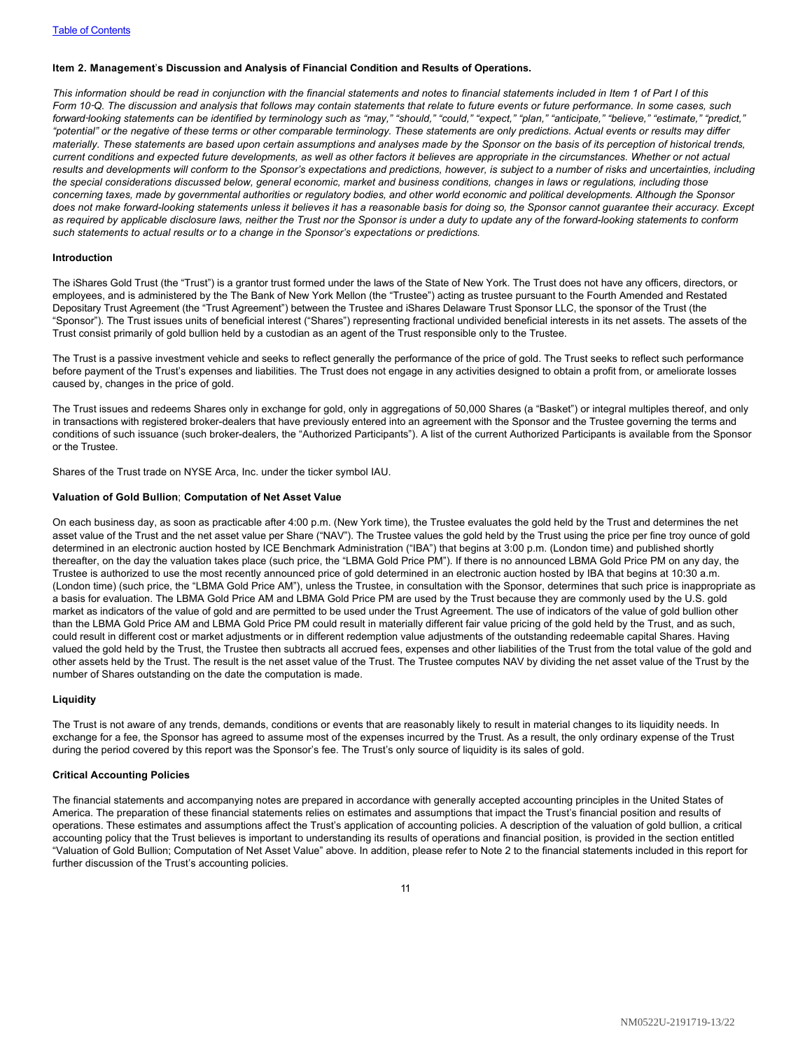## Item 2. Management's Discussion and Analysis of Financial Condition and Results of Operations.

*This information should be read in conjunction with the financial statements and notes to financial statements included in Item 1 of Part I of this Form 10-Q. The discussion and analysis that follows may contain statements that relate to future events or future performance. In some cases, such forward-looking statements can be identified by terminology such as "may," "should," "could," "expect," "plan," "anticipate," "believe," "estimate," "predict," "potential" or the negative of these terms or other comparable terminology. These statements are only predictions. Actual events or results may differ materially. These statements are based upon certain assumptions and analyses made by the Sponsor on the basis of its perception of historical trends, current conditions and expected future developments, as well as other factors it believes are appropriate in the circumstances. Whether or not actual results and developments will conform to the Sponsor's expectations and predictions, however, is subject to a number of risks and uncertainties, including the special considerations discussed below, general economic, market and business conditions, changes in laws or regulations, including those concerning taxes, made by governmental authorities or regulatory bodies, and other world economic and political developments. Although the Sponsor does not make forward-looking statements unless it believes it has a reasonable basis for doing so, the Sponsor cannot guarantee their accuracy. Except as required by applicable disclosure laws, neither the Trust nor the Sponsor is under a duty to update any of the forward-looking statements to conform such statements to actual results or to a change in the Sponsor's expectations or predictions.*

### Introduction

The iShares Gold Trust (the "Trust") is a grantor trust formed under the laws of the State of New York. The Trust does not have any officers, directors, or employees, and is administered by the The Bank of New York Mellon (the "Trustee") acting as trustee pursuant to the Fourth Amended and Restated Depositary Trust Agreement (the "Trust Agreement") between the Trustee and iShares Delaware Trust Sponsor LLC, the sponsor of the Trust (the "Sponsor"). The Trust issues units of beneficial interest ("Shares") representing fractional undivided beneficial interests in its net assets. The assets of the Trust consist primarily of gold bullion held by a custodian as an agent of the Trust responsible only to the Trustee.

The Trust is a passive investment vehicle and seeks to reflect generally the performance of the price of gold. The Trust seeks to reflect such performance before payment of the Trust's expenses and liabilities. The Trust does not engage in any activities designed to obtain a profit from, or ameliorate losses caused by, changes in the price of gold.

The Trust issues and redeems Shares only in exchange for gold, only in aggregations of 50,000 Shares (a "Basket") or integral multiples thereof, and only in transactions with registered broker-dealers that have previously entered into an agreement with the Sponsor and the Trustee governing the terms and conditions of such issuance (such broker-dealers, the "Authorized Participants"). A list of the current Authorized Participants is available from the Sponsor or the Trustee.

Shares of the Trust trade on NYSE Arca, Inc. under the ticker symbol IAU.

### Valuation of Gold Bullion; Computation of Net Asset Value

On each business day, as soon as practicable after 4:00 p.m. (New York time), the Trustee evaluates the gold held by the Trust and determines the net asset value of the Trust and the net asset value per Share ("NAV"). The Trustee values the gold held by the Trust using the price per fine troy ounce of gold determined in an electronic auction hosted by ICE Benchmark Administration ("IBA") that begins at 3:00 p.m. (London time) and published shortly thereafter, on the day the valuation takes place (such price, the "LBMA Gold Price PM"). If there is no announced LBMA Gold Price PM on any day, the Trustee is authorized to use the most recently announced price of gold determined in an electronic auction hosted by IBA that begins at 10:30 a.m. (London time) (such price, the "LBMA Gold Price AM"), unless the Trustee, in consultation with the Sponsor, determines that such price is inappropriate as a basis for evaluation. The LBMA Gold Price AM and LBMA Gold Price PM are used by the Trust because they are commonly used by the U.S. gold market as indicators of the value of gold and are permitted to be used under the Trust Agreement. The use of indicators of the value of gold bullion other than the LBMA Gold Price AM and LBMA Gold Price PM could result in materially different fair value pricing of the gold held by the Trust, and as such, could result in different cost or market adjustments or in different redemption value adjustments of the outstanding redeemable capital Shares. Having valued the gold held by the Trust, the Trustee then subtracts all accrued fees, expenses and other liabilities of the Trust from the total value of the gold and other assets held by the Trust. The result is the net asset value of the Trust. The Trustee computes NAV by dividing the net asset value of the Trust by the number of Shares outstanding on the date the computation is made.

### Liquidity

The Trust is not aware of any trends, demands, conditions or events that are reasonably likely to result in material changes to its liquidity needs. In exchange for a fee, the Sponsor has agreed to assume most of the expenses incurred by the Trust. As a result, the only ordinary expense of the Trust during the period covered by this report was the Sponsor's fee. The Trust's only source of liquidity is its sales of gold.

### Critical Accounting Policies

The financial statements and accompanying notes are prepared in accordance with generally accepted accounting principles in the United States of America. The preparation of these financial statements relies on estimates and assumptions that impact the Trust's financial position and results of operations. These estimates and assumptions affect the Trust's application of accounting policies. A description of the valuation of gold bullion, a critical accounting policy that the Trust believes is important to understanding its results of operations and financial position, is provided in the section entitled "Valuation of Gold Bullion; Computation of Net Asset Value" above. In addition, please refer to Note 2 to the financial statements included in this report for further discussion of the Trust's accounting policies.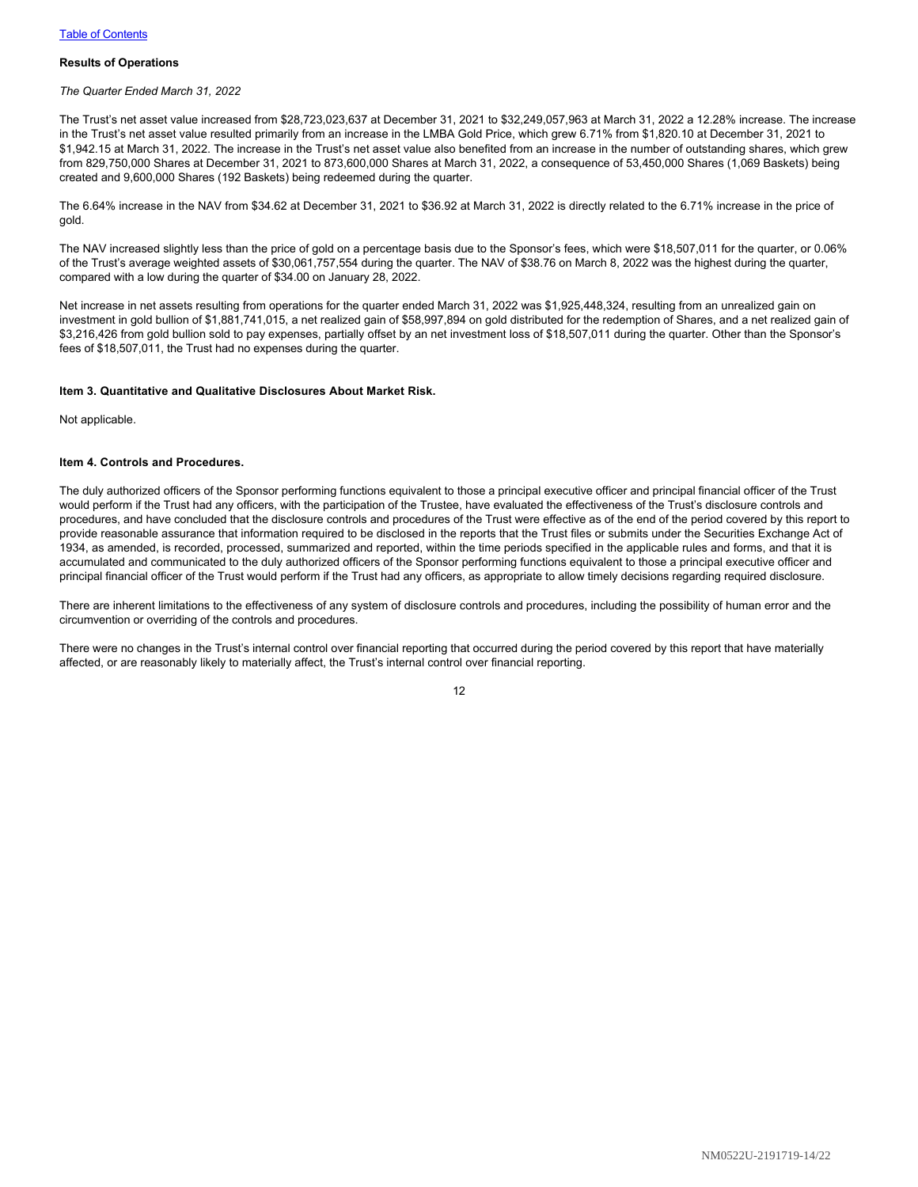**Results of Operations**

*The Quarter Ended March 31, 2022*

The Trust's net asset value increased from $28,723,023,637 at December 31, 2021 to $32,249,057,963 at March 31, 2022 a 12.28% increase. The increase in the Trust's net asset value resulted primarily from an increase in the LMBA Gold Price, which grew 6.71% from $1,820.10 at December 31, 2021 to $1,942.15 at March 31, 2022. The increase in the Trust's net asset value also benefited from an increase in the number of outstanding shares, which grew from 829,750,000 Shares at December 31, 2021 to 873,600,000 Shares at March 31, 2022, a consequence of 53,450,000 Shares (1,069 Baskets) being created and 9,600,000 Shares (192 Baskets) being redeemed during the quarter.

The 6.64% increase in the NAV from $34.62 at December 31, 2021 to $36.92 at March 31, 2022 is directly related to the 6.71% increase in the price of gold.

The NAV increased slightly less than the price of gold on a percentage basis due to the Sponsor's fees, which were $18,507,011 for the quarter, or 0.06% of the Trust's average weighted assets of $30,061,757,554 during the quarter. The NAV of $38.76 on March 8, 2022 was the highest during the quarter, compared with a low during the quarter of $34.00 on January 28, 2022.

Net increase in net assets resulting from operations for the quarter ended March 31, 2022 was $1,925,448,324, resulting from an unrealized gain on investment in gold bullion of $1,881,741,015, a net realized gain of $58,997,894 on gold distributed for the redemption of Shares, and a net realized gain of $3,216,426 from gold bullion sold to pay expenses, partially offset by an net investment loss of $18,507,011 during the quarter. Other than the Sponsor's fees of $18,507,011, the Trust had no expenses during the quarter.

**Item 3. Quantitative and Qualitative Disclosures About Market Risk.**

Not applicable.

**Item 4. Controls and Procedures.**

The duly authorized officers of the Sponsor performing functions equivalent to those a principal executive officer and principal financial officer of the Trust would perform if the Trust had any officers, with the participation of the Trustee, have evaluated the effectiveness of the Trust's disclosure controls and procedures, and have concluded that the disclosure controls and procedures of the Trust were effective as of the end of the period covered by this report to provide reasonable assurance that information required to be disclosed in the reports that the Trust files or submits under the Securities Exchange Act of 1934, as amended, is recorded, processed, summarized and reported, within the time periods specified in the applicable rules and forms, and that it is accumulated and communicated to the duly authorized officers of the Sponsor performing functions equivalent to those a principal executive officer and principal financial officer of the Trust would perform if the Trust had any officers, as appropriate to allow timely decisions regarding required disclosure.

There are inherent limitations to the effectiveness of any system of disclosure controls and procedures, including the possibility of human error and the circumvention or overriding of the controls and procedures.

There were no changes in the Trust's internal control over financial reporting that occurred during the period covered by this report that have materially affected, or are reasonably likely to materially affect, the Trust's internal control over financial reporting.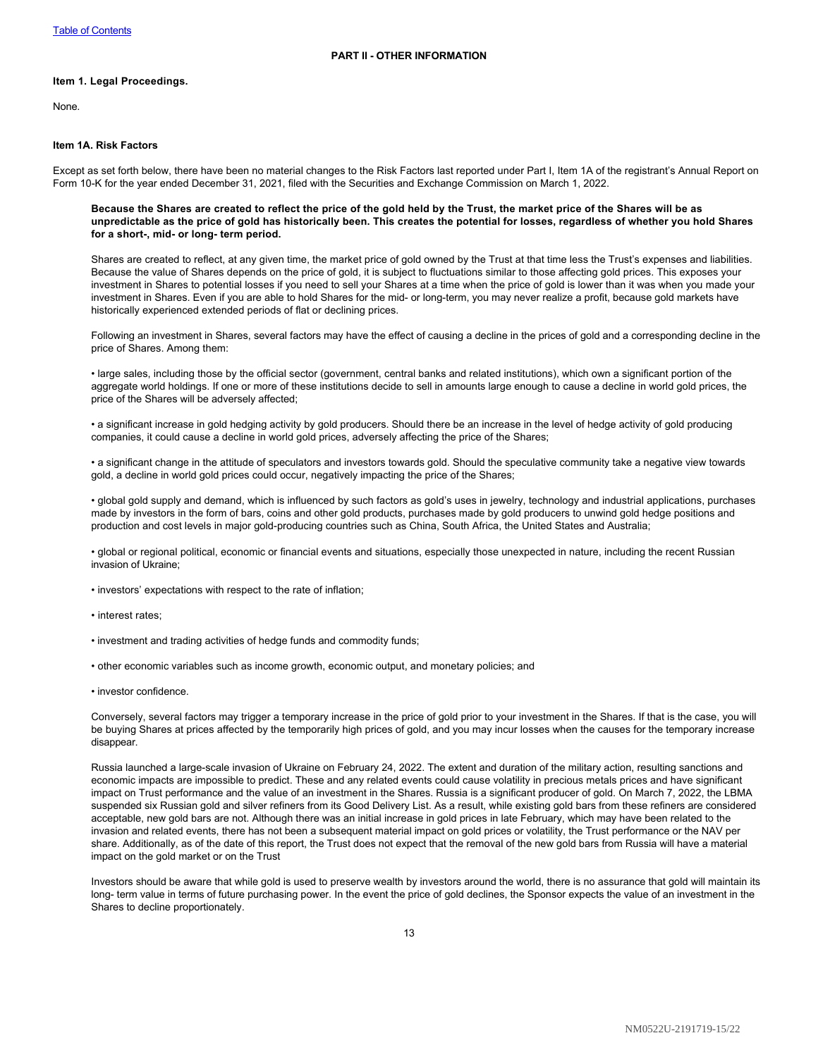## PART II - OTHER INFORMATION

### Item 1. Legal Proceedings.

None.

### Item 1A. Risk Factors

Except as set forth below, there have been no material changes to the Risk Factors last reported under Part I, Item 1A of the registrant's Annual Report on Form 10-K for the year ended December 31, 2021, filed with the Securities and Exchange Commission on March 1, 2022.

**Because the Shares are created to reflect the price of the gold held by the Trust, the market price of the Shares will be as unpredictable as the price of gold has historically been. This creates the potential for losses, regardless of whether you hold Shares for a short-, mid- or long- term period.**

Shares are created to reflect, at any given time, the market price of gold owned by the Trust at that time less the Trust's expenses and liabilities. Because the value of Shares depends on the price of gold, it is subject to fluctuations similar to those affecting gold prices. This exposes your investment in Shares to potential losses if you need to sell your Shares at a time when the price of gold is lower than it was when you made your investment in Shares. Even if you are able to hold Shares for the mid- or long-term, you may never realize a profit, because gold markets have historically experienced extended periods of flat or declining prices.

Following an investment in Shares, several factors may have the effect of causing a decline in the prices of gold and a corresponding decline in the price of Shares. Among them:

- large sales, including those by the official sector (government, central banks and related institutions), which own a significant portion of the aggregate world holdings. If one or more of these institutions decide to sell in amounts large enough to cause a decline in world gold prices, the price of the Shares will be adversely affected;

- a significant increase in gold hedging activity by gold producers. Should there be an increase in the level of hedge activity of gold producing companies, it could cause a decline in world gold prices, adversely affecting the price of the Shares;

- a significant change in the attitude of speculators and investors towards gold. Should the speculative community take a negative view towards gold, a decline in world gold prices could occur, negatively impacting the price of the Shares;

- global gold supply and demand, which is influenced by such factors as gold's uses in jewelry, technology and industrial applications, purchases made by investors in the form of bars, coins and other gold products, purchases made by gold producers to unwind gold hedge positions and production and cost levels in major gold-producing countries such as China, South Africa, the United States and Australia;

- global or regional political, economic or financial events and situations, especially those unexpected in nature, including the recent Russian invasion of Ukraine;

- investors' expectations with respect to the rate of inflation;

- interest rates;

- investment and trading activities of hedge funds and commodity funds;

- other economic variables such as income growth, economic output, and monetary policies; and

- investor confidence.

Conversely, several factors may trigger a temporary increase in the price of gold prior to your investment in the Shares. If that is the case, you will be buying Shares at prices affected by the temporarily high prices of gold, and you may incur losses when the causes for the temporary increase disappear.

Russia launched a large-scale invasion of Ukraine on February 24, 2022. The extent and duration of the military action, resulting sanctions and economic impacts are impossible to predict. These and any related events could cause volatility in precious metals prices and have significant impact on Trust performance and the value of an investment in the Shares. Russia is a significant producer of gold. On March 7, 2022, the LBMA suspended six Russian gold and silver refiners from its Good Delivery List. As a result, while existing gold bars from these refiners are considered acceptable, new gold bars are not. Although there was an initial increase in gold prices in late February, which may have been related to the invasion and related events, there has not been a subsequent material impact on gold prices or volatility, the Trust performance or the NAV per share. Additionally, as of the date of this report, the Trust does not expect that the removal of the new gold bars from Russia will have a material impact on the gold market or on the Trust

Investors should be aware that while gold is used to preserve wealth by investors around the world, there is no assurance that gold will maintain its long- term value in terms of future purchasing power. In the event the price of gold declines, the Sponsor expects the value of an investment in the Shares to decline proportionately.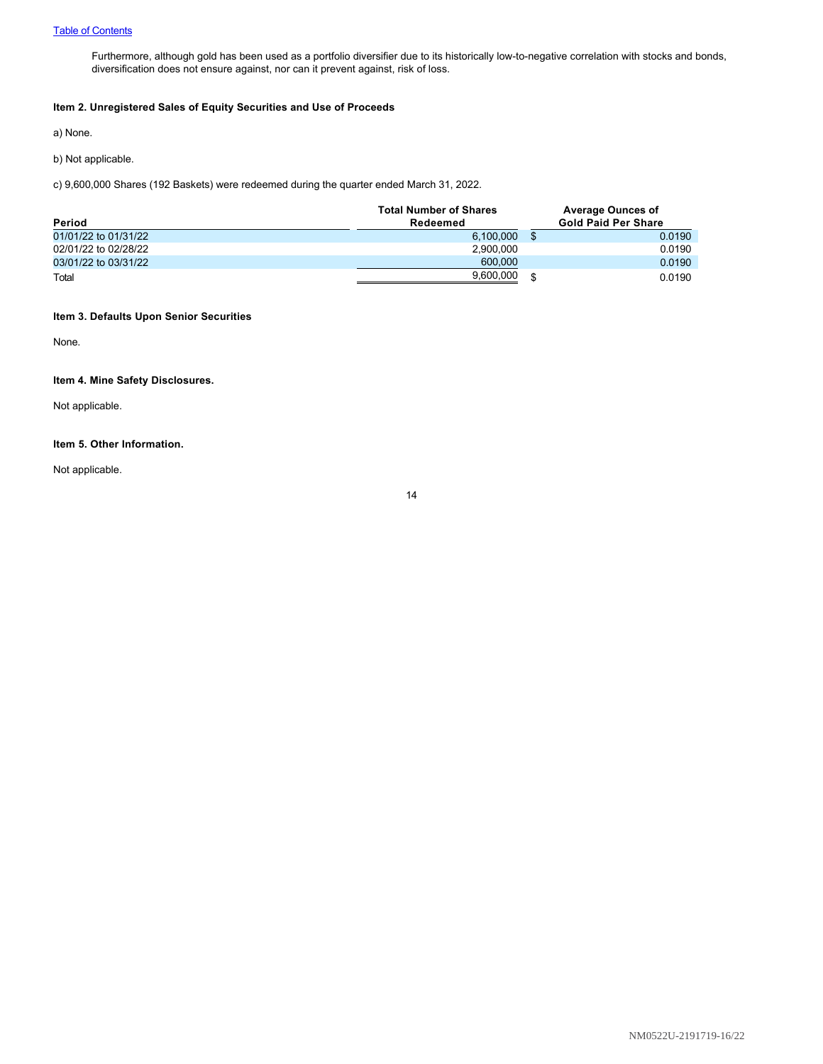Furthermore, although gold has been used as a portfolio diversifier due to its historically low-to-negative correlation with stocks and bonds, diversification does not ensure against, nor can it prevent against, risk of loss.

**Item 2. Unregistered Sales of Equity Securities and Use of Proceeds**

a) None.

b) Not applicable.

c) 9,600,000 Shares (192 Baskets) were redeemed during the quarter ended March 31, 2022.

| Period | Total Number of Shares Redeemed | Average Ounces of Gold Paid Per Share |
|---|---|---|
| 01/01/22 to 01/31/22 | 6,100,000 | $ 0.0190 |
| 02/01/22 to 02/28/22 | 2,900,000 | 0.0190 |
| 03/01/22 to 03/31/22 | 600,000 | 0.0190 |
| Total | 9,600,000 | $ 0.0190 |

**Item 3. Defaults Upon Senior Securities**

None.

**Item 4. Mine Safety Disclosures.**

Not applicable.

**Item 5. Other Information.**

Not applicable.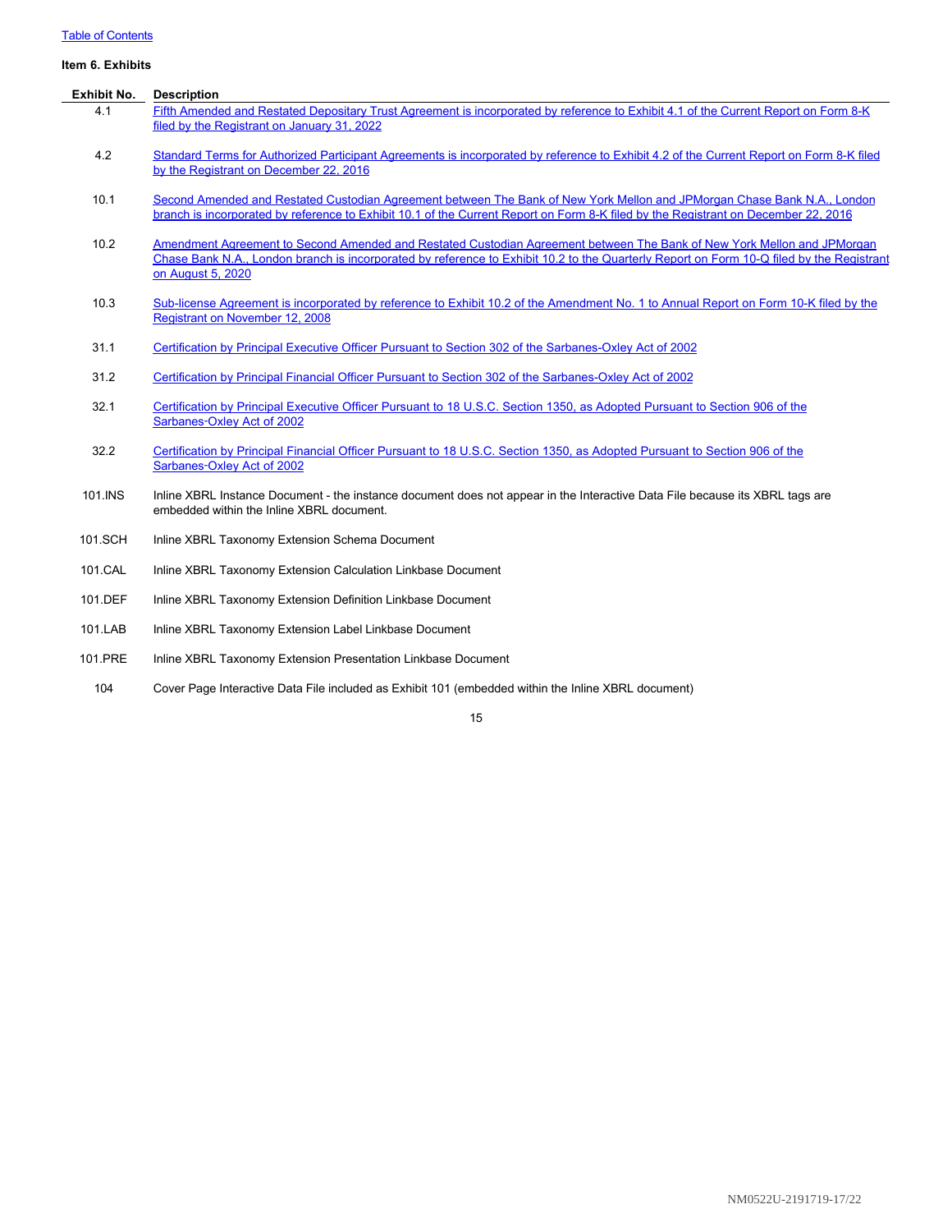**Item 6. Exhibits**

| Exhibit No. | Description |
|---|---|
| 4.1 | Fifth Amended and Restated Depositary Trust Agreement is incorporated by reference to Exhibit 4.1 of the Current Report on Form 8-K filed by the Registrant on January 31, 2022 |
| 4.2 | Standard Terms for Authorized Participant Agreements is incorporated by reference to Exhibit 4.2 of the Current Report on Form 8-K filed by the Registrant on December 22, 2016 |
| 10.1 | Second Amended and Restated Custodian Agreement between The Bank of New York Mellon and JPMorgan Chase Bank N.A., London branch is incorporated by reference to Exhibit 10.1 of the Current Report on Form 8-K filed by the Registrant on December 22, 2016 |
| 10.2 | Amendment Agreement to Second Amended and Restated Custodian Agreement between The Bank of New York Mellon and JPMorgan Chase Bank N.A., London branch is incorporated by reference to Exhibit 10.2 to the Quarterly Report on Form 10-Q filed by the Registrant on August 5, 2020 |
| 10.3 | Sub-license Agreement is incorporated by reference to Exhibit 10.2 of the Amendment No. 1 to Annual Report on Form 10-K filed by the Registrant on November 12, 2008 |
| 31.1 | Certification by Principal Executive Officer Pursuant to Section 302 of the Sarbanes-Oxley Act of 2002 |
| 31.2 | Certification by Principal Financial Officer Pursuant to Section 302 of the Sarbanes-Oxley Act of 2002 |
| 32.1 | Certification by Principal Executive Officer Pursuant to 18 U.S.C. Section 1350, as Adopted Pursuant to Section 906 of the Sarbanes-Oxley Act of 2002 |
| 32.2 | Certification by Principal Financial Officer Pursuant to 18 U.S.C. Section 1350, as Adopted Pursuant to Section 906 of the Sarbanes-Oxley Act of 2002 |
| 101.INS | Inline XBRL Instance Document - the instance document does not appear in the Interactive Data File because its XBRL tags are embedded within the Inline XBRL document. |
| 101.SCH | Inline XBRL Taxonomy Extension Schema Document |
| 101.CAL | Inline XBRL Taxonomy Extension Calculation Linkbase Document |
| 101.DEF | Inline XBRL Taxonomy Extension Definition Linkbase Document |
| 101.LAB | Inline XBRL Taxonomy Extension Label Linkbase Document |
| 101.PRE | Inline XBRL Taxonomy Extension Presentation Linkbase Document |
| 104 | Cover Page Interactive Data File included as Exhibit 101 (embedded within the Inline XBRL document) |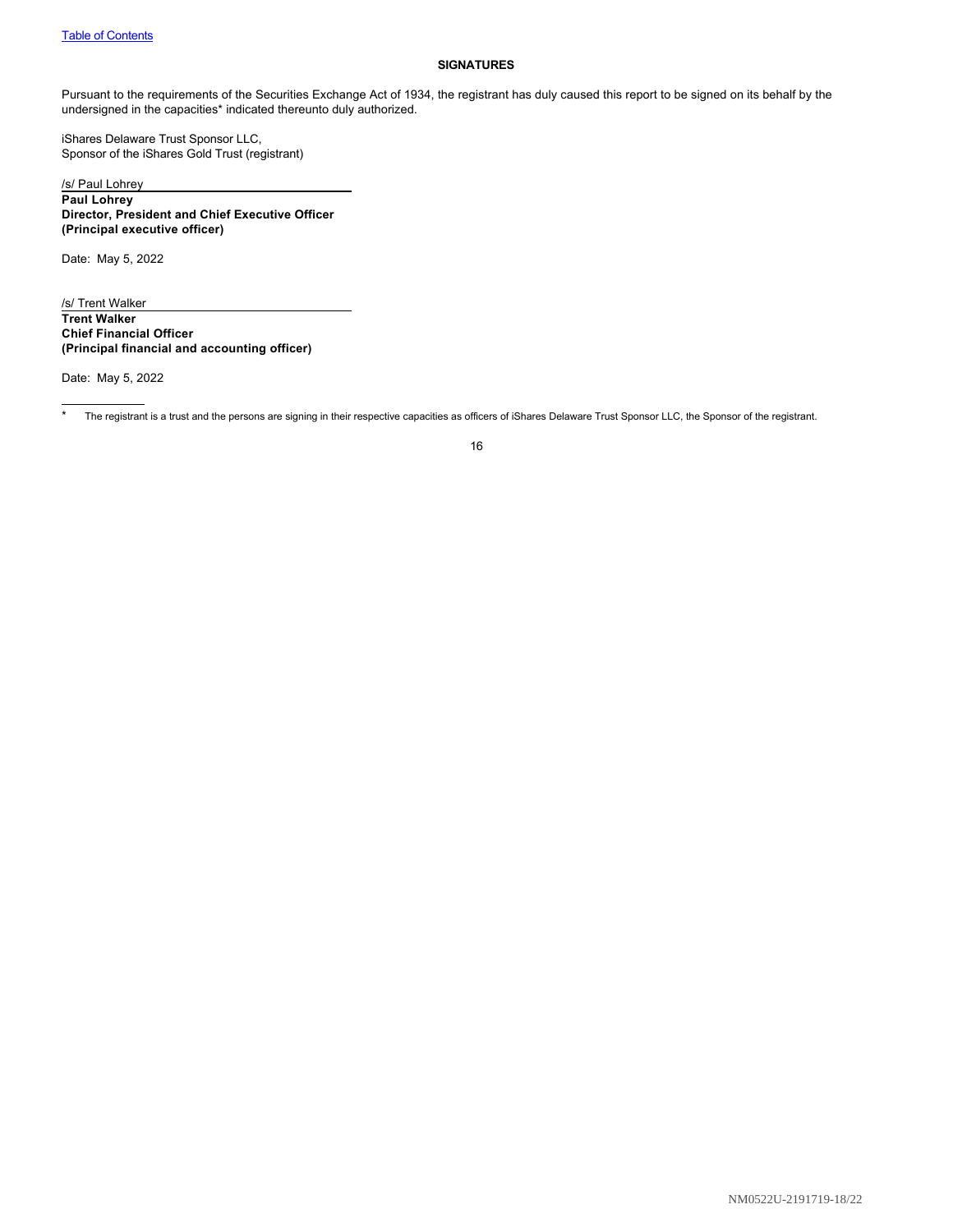## SIGNATURES

Pursuant to the requirements of the Securities Exchange Act of 1934, the registrant has duly caused this report to be signed on its behalf by the undersigned in the capacities* indicated thereunto duly authorized.

iShares Delaware Trust Sponsor LLC,
Sponsor of the iShares Gold Trust (registrant)

/s/ Paul Lohrey

**Paul Lohrey**
**Director, President and Chief Executive Officer**
**(Principal executive officer)**

Date: May 5, 2022

/s/ Trent Walker

**Trent Walker**
**Chief Financial Officer**
**(Principal financial and accounting officer)**

Date: May 5, 2022

* The registrant is a trust and the persons are signing in their respective capacities as officers of iShares Delaware Trust Sponsor LLC, the Sponsor of the registrant.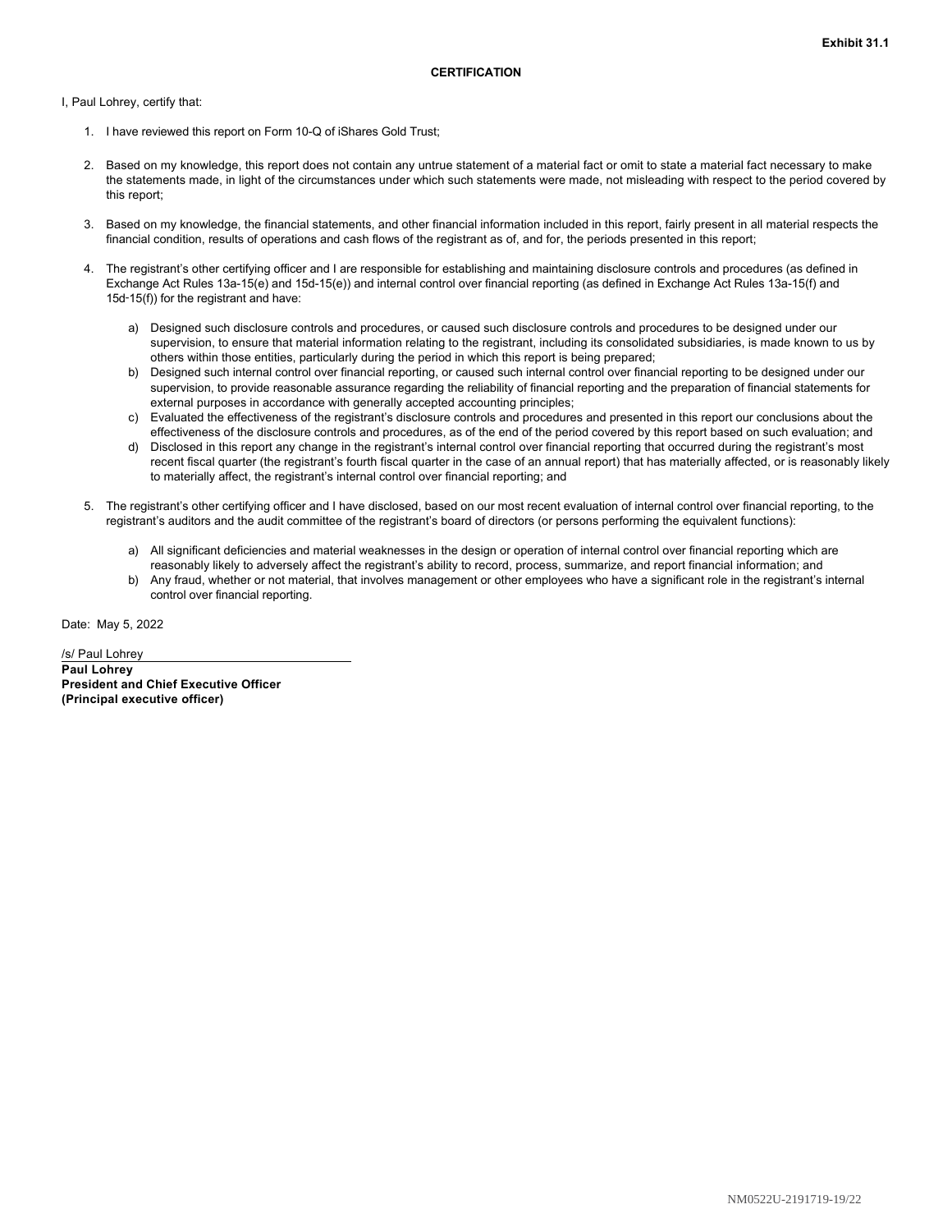**Exhibit 31.1**

**CERTIFICATION**

I, Paul Lohrey, certify that:

1. I have reviewed this report on Form 10-Q of iShares Gold Trust;

2. Based on my knowledge, this report does not contain any untrue statement of a material fact or omit to state a material fact necessary to make the statements made, in light of the circumstances under which such statements were made, not misleading with respect to the period covered by this report;

3. Based on my knowledge, the financial statements, and other financial information included in this report, fairly present in all material respects the financial condition, results of operations and cash flows of the registrant as of, and for, the periods presented in this report;

4. The registrant's other certifying officer and I are responsible for establishing and maintaining disclosure controls and procedures (as defined in Exchange Act Rules 13a-15(e) and 15d-15(e)) and internal control over financial reporting (as defined in Exchange Act Rules 13a-15(f) and 15d-15(f)) for the registrant and have:

   a) Designed such disclosure controls and procedures, or caused such disclosure controls and procedures to be designed under our supervision, to ensure that material information relating to the registrant, including its consolidated subsidiaries, is made known to us by others within those entities, particularly during the period in which this report is being prepared;
   b) Designed such internal control over financial reporting, or caused such internal control over financial reporting to be designed under our supervision, to provide reasonable assurance regarding the reliability of financial reporting and the preparation of financial statements for external purposes in accordance with generally accepted accounting principles;
   c) Evaluated the effectiveness of the registrant's disclosure controls and procedures and presented in this report our conclusions about the effectiveness of the disclosure controls and procedures, as of the end of the period covered by this report based on such evaluation; and
   d) Disclosed in this report any change in the registrant's internal control over financial reporting that occurred during the registrant's most recent fiscal quarter (the registrant's fourth fiscal quarter in the case of an annual report) that has materially affected, or is reasonably likely to materially affect, the registrant's internal control over financial reporting; and

5. The registrant's other certifying officer and I have disclosed, based on our most recent evaluation of internal control over financial reporting, to the registrant's auditors and the audit committee of the registrant's board of directors (or persons performing the equivalent functions):

   a) All significant deficiencies and material weaknesses in the design or operation of internal control over financial reporting which are reasonably likely to adversely affect the registrant's ability to record, process, summarize, and report financial information; and
   b) Any fraud, whether or not material, that involves management or other employees who have a significant role in the registrant's internal control over financial reporting.

Date: May 5, 2022

/s/ Paul Lohrey

**Paul Lohrey**
**President and Chief Executive Officer**
**(Principal executive officer)**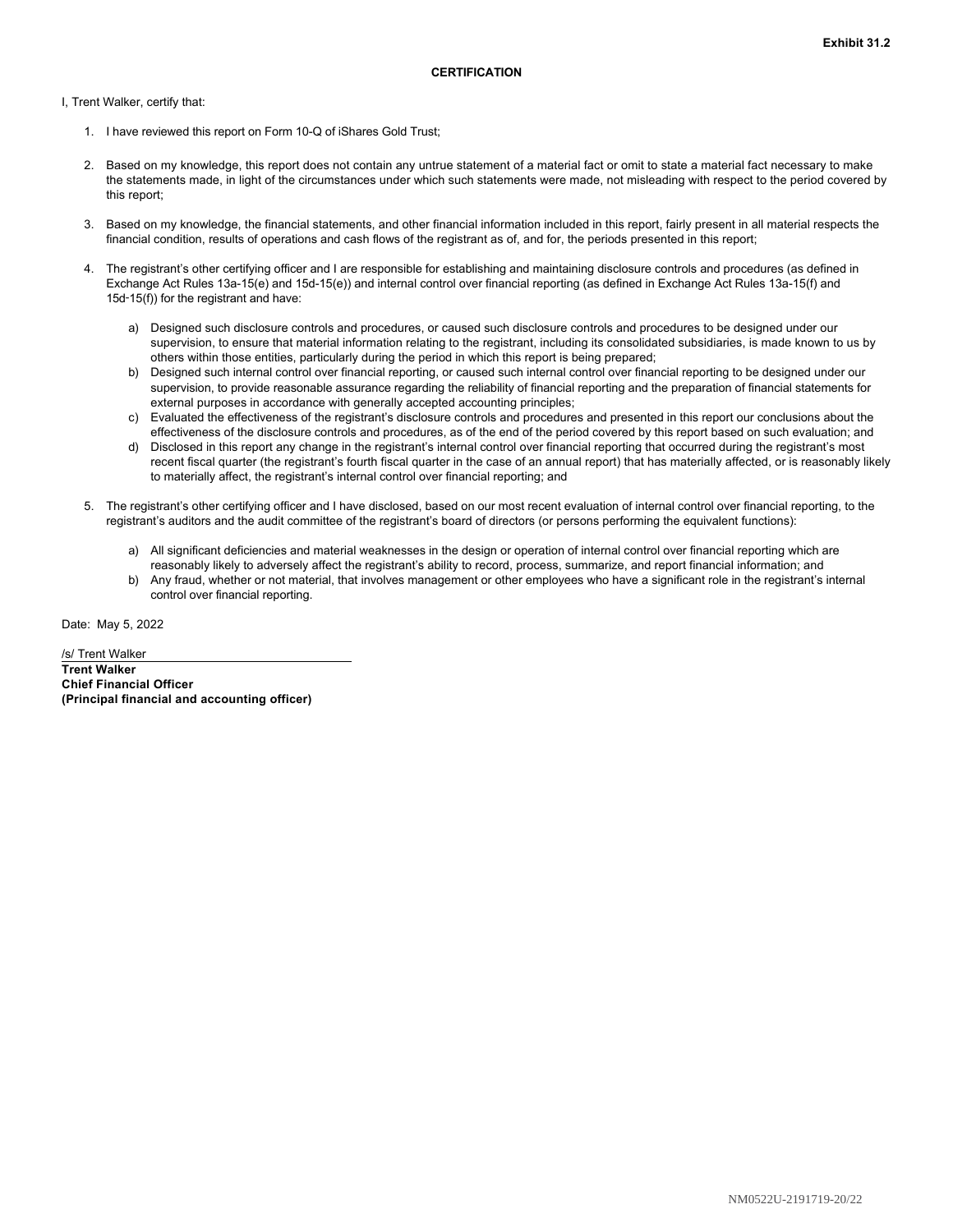**Exhibit 31.2**

**CERTIFICATION**

I, Trent Walker, certify that:

1. I have reviewed this report on Form 10-Q of iShares Gold Trust;

2. Based on my knowledge, this report does not contain any untrue statement of a material fact or omit to state a material fact necessary to make the statements made, in light of the circumstances under which such statements were made, not misleading with respect to the period covered by this report;

3. Based on my knowledge, the financial statements, and other financial information included in this report, fairly present in all material respects the financial condition, results of operations and cash flows of the registrant as of, and for, the periods presented in this report;

4. The registrant's other certifying officer and I are responsible for establishing and maintaining disclosure controls and procedures (as defined in Exchange Act Rules 13a-15(e) and 15d-15(e)) and internal control over financial reporting (as defined in Exchange Act Rules 13a-15(f) and 15d-15(f)) for the registrant and have:

   a) Designed such disclosure controls and procedures, or caused such disclosure controls and procedures to be designed under our supervision, to ensure that material information relating to the registrant, including its consolidated subsidiaries, is made known to us by others within those entities, particularly during the period in which this report is being prepared;
   b) Designed such internal control over financial reporting, or caused such internal control over financial reporting to be designed under our supervision, to provide reasonable assurance regarding the reliability of financial reporting and the preparation of financial statements for external purposes in accordance with generally accepted accounting principles;
   c) Evaluated the effectiveness of the registrant's disclosure controls and procedures and presented in this report our conclusions about the effectiveness of the disclosure controls and procedures, as of the end of the period covered by this report based on such evaluation; and
   d) Disclosed in this report any change in the registrant's internal control over financial reporting that occurred during the registrant's most recent fiscal quarter (the registrant's fourth fiscal quarter in the case of an annual report) that has materially affected, or is reasonably likely to materially affect, the registrant's internal control over financial reporting; and

5. The registrant's other certifying officer and I have disclosed, based on our most recent evaluation of internal control over financial reporting, to the registrant's auditors and the audit committee of the registrant's board of directors (or persons performing the equivalent functions):

   a) All significant deficiencies and material weaknesses in the design or operation of internal control over financial reporting which are reasonably likely to adversely affect the registrant's ability to record, process, summarize, and report financial information; and
   b) Any fraud, whether or not material, that involves management or other employees who have a significant role in the registrant's internal control over financial reporting.

Date: May 5, 2022

/s/ Trent Walker

**Trent Walker**
**Chief Financial Officer**
**(Principal financial and accounting officer)**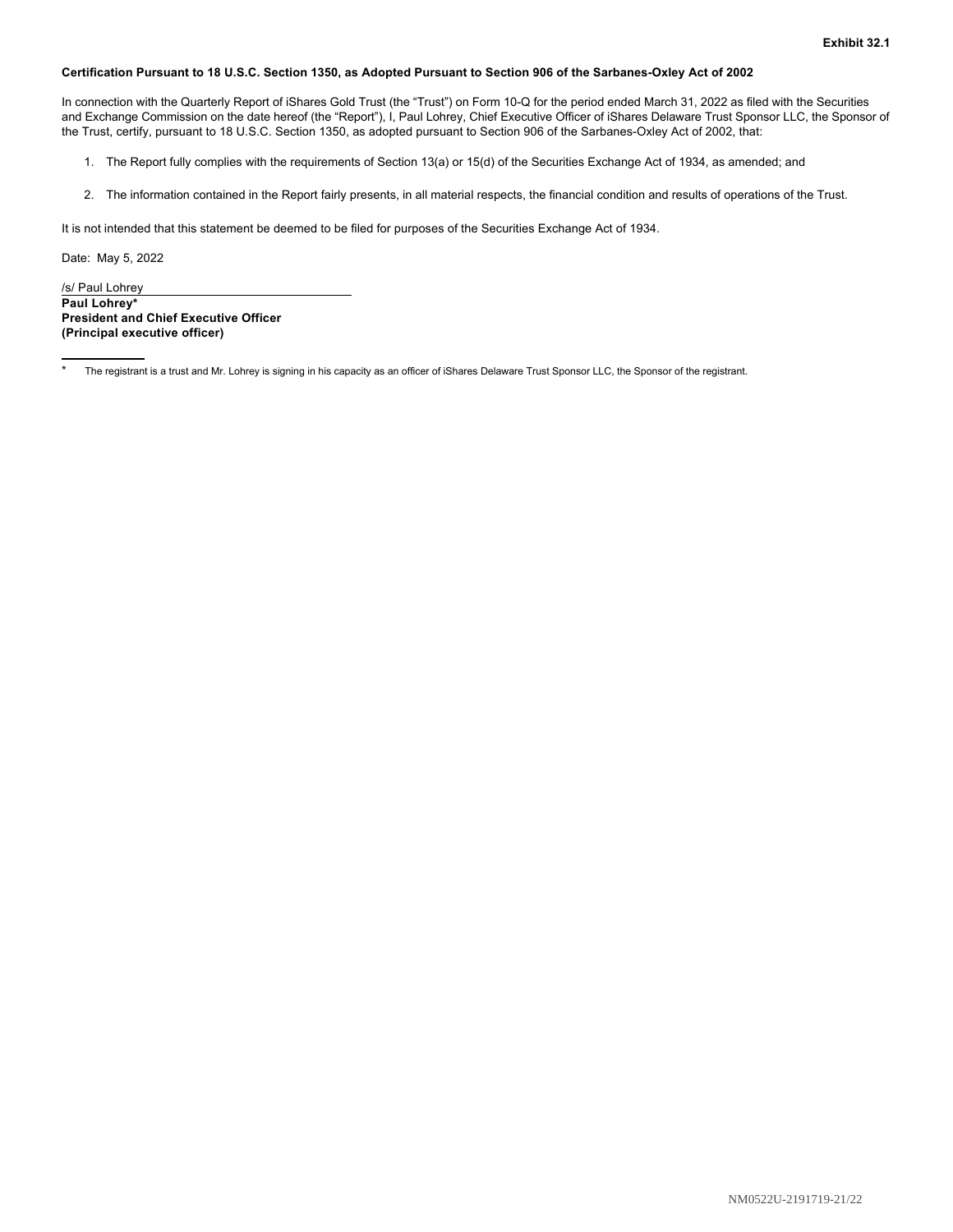**Exhibit 32.1**

**Certification Pursuant to 18 U.S.C. Section 1350, as Adopted Pursuant to Section 906 of the Sarbanes-Oxley Act of 2002**

In connection with the Quarterly Report of iShares Gold Trust (the "Trust") on Form 10-Q for the period ended March 31, 2022 as filed with the Securities and Exchange Commission on the date hereof (the "Report"), I, Paul Lohrey, Chief Executive Officer of iShares Delaware Trust Sponsor LLC, the Sponsor of the Trust, certify, pursuant to 18 U.S.C. Section 1350, as adopted pursuant to Section 906 of the Sarbanes-Oxley Act of 2002, that:

1. The Report fully complies with the requirements of Section 13(a) or 15(d) of the Securities Exchange Act of 1934, as amended; and

2. The information contained in the Report fairly presents, in all material respects, the financial condition and results of operations of the Trust.

It is not intended that this statement be deemed to be filed for purposes of the Securities Exchange Act of 1934.

Date: May 5, 2022

/s/ Paul Lohrey

**Paul Lohrey***
**President and Chief Executive Officer**
**(Principal executive officer)**

---

\* The registrant is a trust and Mr. Lohrey is signing in his capacity as an officer of iShares Delaware Trust Sponsor LLC, the Sponsor of the registrant.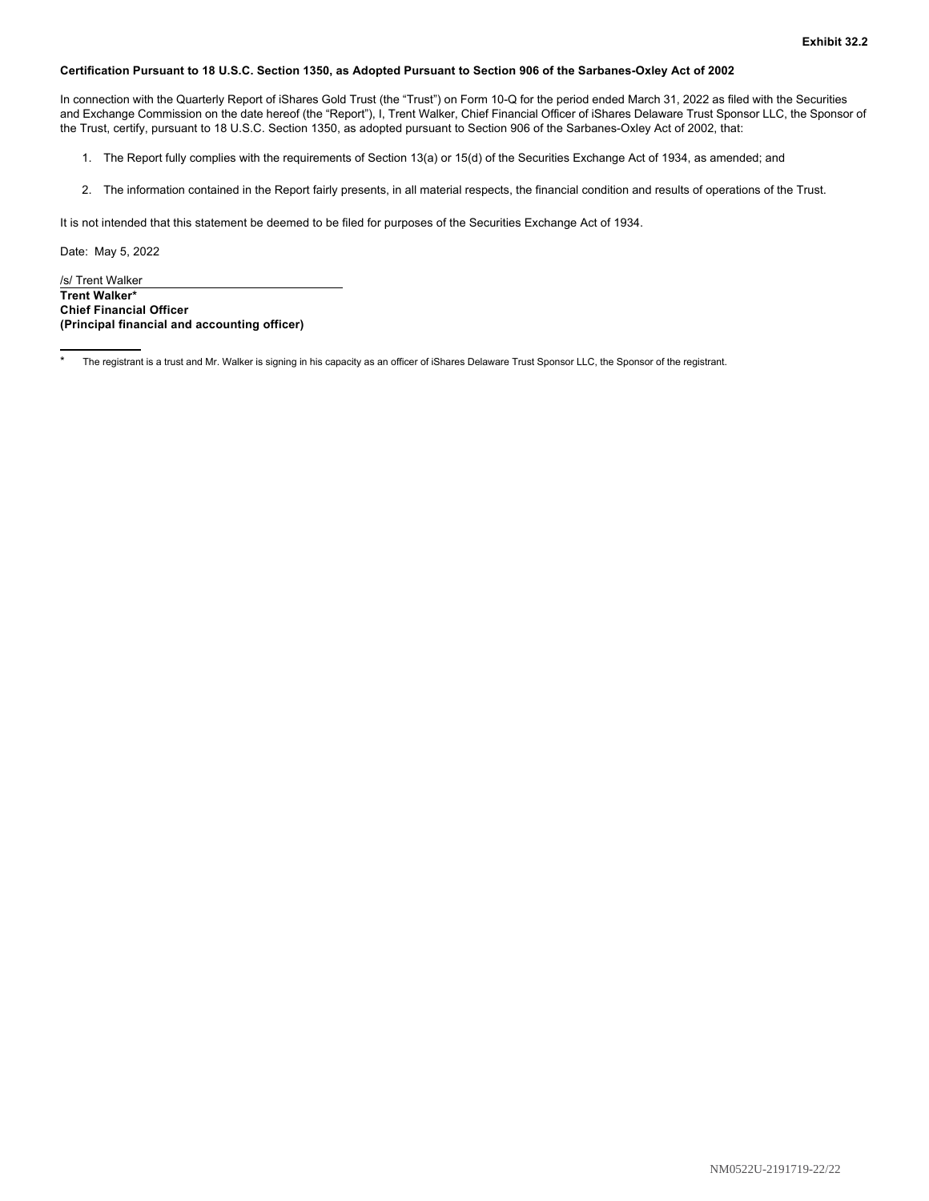**Exhibit 32.2**

**Certification Pursuant to 18 U.S.C. Section 1350, as Adopted Pursuant to Section 906 of the Sarbanes-Oxley Act of 2002**

In connection with the Quarterly Report of iShares Gold Trust (the "Trust") on Form 10-Q for the period ended March 31, 2022 as filed with the Securities and Exchange Commission on the date hereof (the "Report"), I, Trent Walker, Chief Financial Officer of iShares Delaware Trust Sponsor LLC, the Sponsor of the Trust, certify, pursuant to 18 U.S.C. Section 1350, as adopted pursuant to Section 906 of the Sarbanes-Oxley Act of 2002, that:

1. The Report fully complies with the requirements of Section 13(a) or 15(d) of the Securities Exchange Act of 1934, as amended; and

2. The information contained in the Report fairly presents, in all material respects, the financial condition and results of operations of the Trust.

It is not intended that this statement be deemed to be filed for purposes of the Securities Exchange Act of 1934.

Date: May 5, 2022

/s/ Trent Walker

**Trent Walker***
**Chief Financial Officer**
**(Principal financial and accounting officer)**

---

* The registrant is a trust and Mr. Walker is signing in his capacity as an officer of iShares Delaware Trust Sponsor LLC, the Sponsor of the registrant.